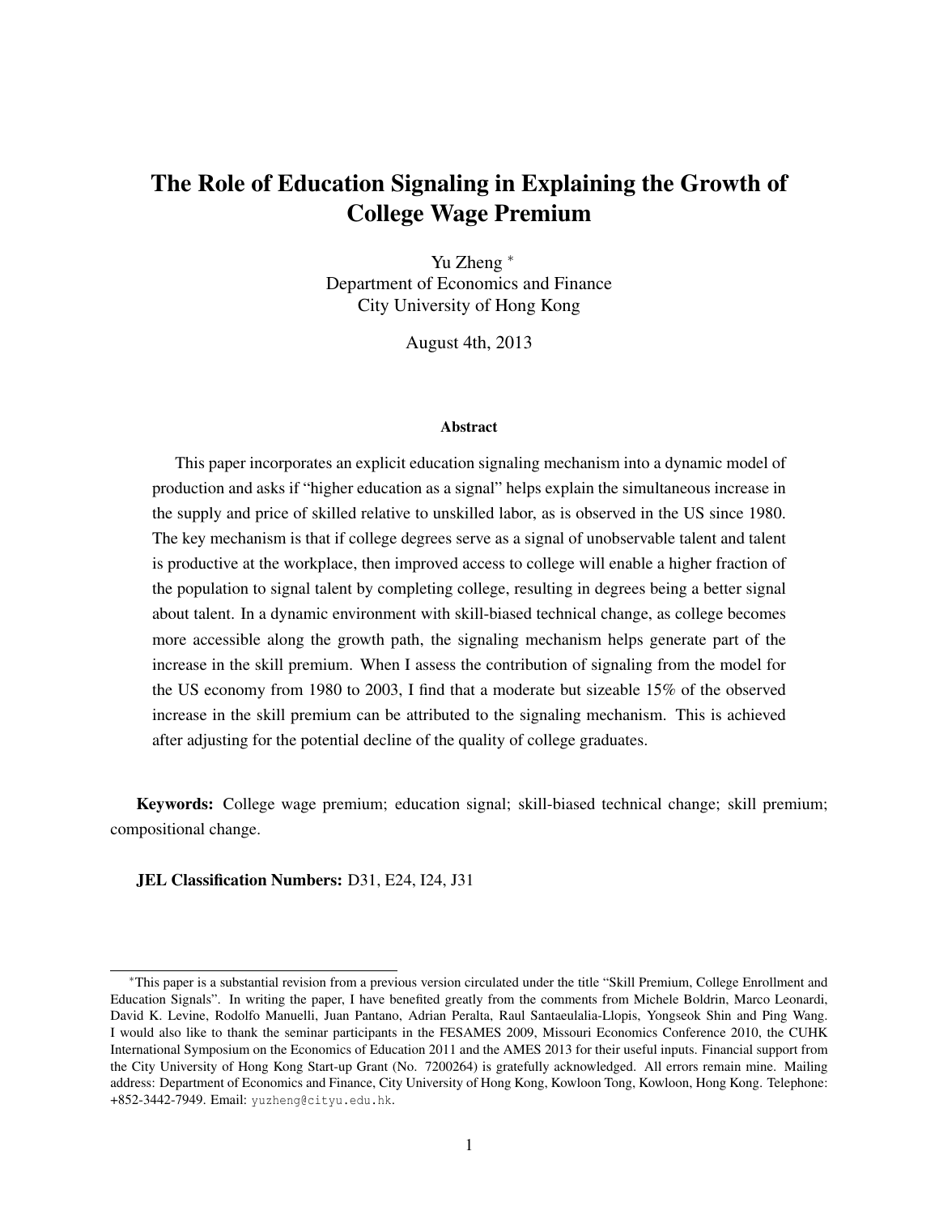# The Role of Education Signaling in Explaining the Growth of College Wage Premium

Yu Zheng [*]
Department of Economics and Finance
City University of Hong Kong

August 4th, 2013

### Abstract

This paper incorporates an explicit education signaling mechanism into a dynamic model of production and asks if "higher education as a signal" helps explain the simultaneous increase in the supply and price of skilled relative to unskilled labor, as is observed in the US since 1980. The key mechanism is that if college degrees serve as a signal of unobservable talent and talent is productive at the workplace, then improved access to college will enable a higher fraction of the population to signal talent by completing college, resulting in degrees being a better signal about talent. In a dynamic environment with skill-biased technical change, as college becomes more accessible along the growth path, the signaling mechanism helps generate part of the increase in the skill premium. When I assess the contribution of signaling from the model for the US economy from 1980 to 2003, I find that a moderate but sizeable 15% of the observed increase in the skill premium can be attributed to the signaling mechanism. This is achieved after adjusting for the potential decline of the quality of college graduates.

**Keywords:** College wage premium; education signal; skill-biased technical change; skill premium; compositional change.

**JEL Classification Numbers:** D31, E24, I24, J31

---

[*] This paper is a substantial revision from a previous version circulated under the title "Skill Premium, College Enrollment and Education Signals". In writing the paper, I have benefited greatly from the comments from Michele Boldrin, Marco Leonardi, David K. Levine, Rodolfo Manuelli, Juan Pantano, Adrian Peralta, Raul Santaeulalia-Llopis, Yongseok Shin and Ping Wang. I would also like to thank the seminar participants in the FESAMES 2009, Missouri Economics Conference 2010, the CUHK International Symposium on the Economics of Education 2011 and the AMES 2013 for their useful inputs. Financial support from the City University of Hong Kong Start-up Grant (No. 7200264) is gratefully acknowledged. All errors remain mine. Mailing address: Department of Economics and Finance, City University of Hong Kong, Kowloon Tong, Kowloon, Hong Kong. Telephone: +852-3442-7949. Email: yuzheng@cityu.edu.hk.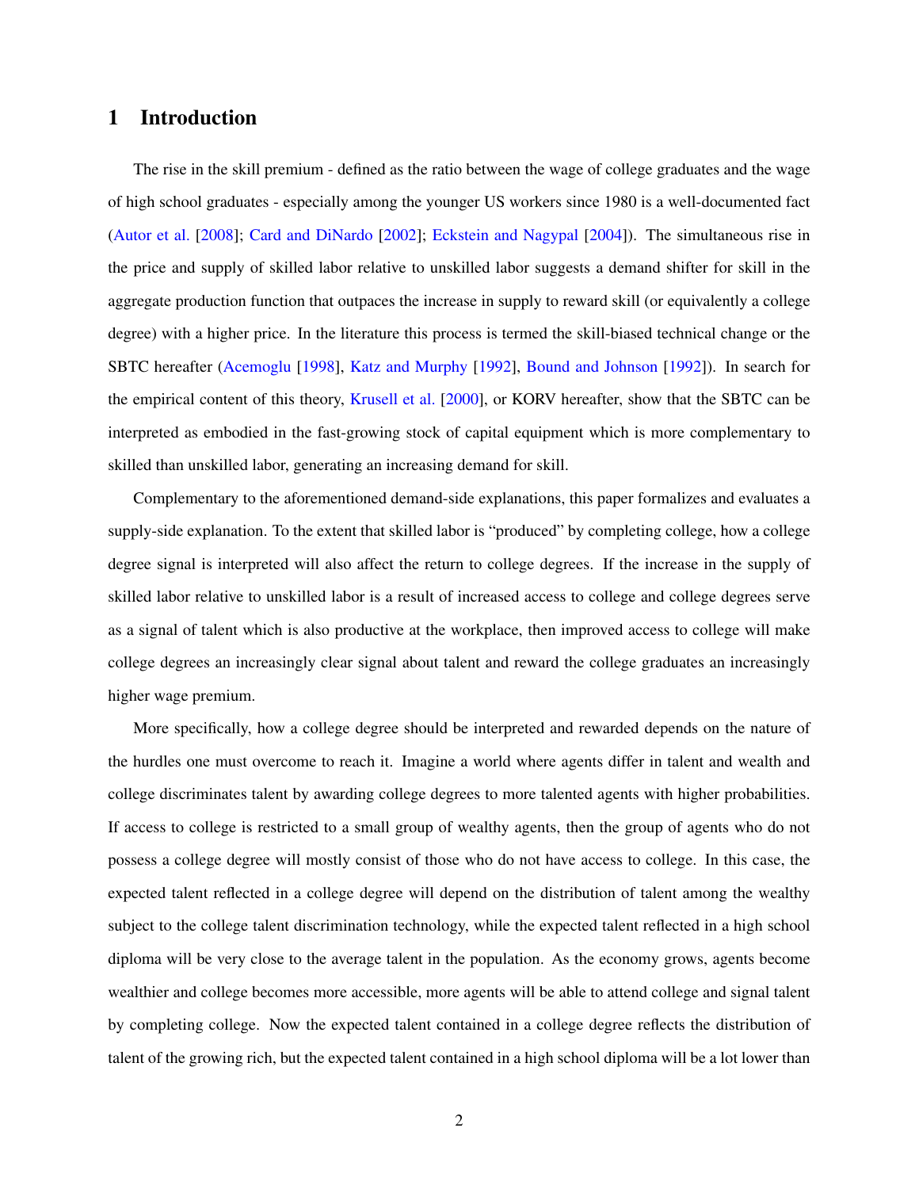# 1 Introduction

The rise in the skill premium - defined as the ratio between the wage of college graduates and the wage of high school graduates - especially among the younger US workers since 1980 is a well-documented fact (Autor et al. [2008]; Card and DiNardo [2002]; Eckstein and Nagypal [2004]). The simultaneous rise in the price and supply of skilled labor relative to unskilled labor suggests a demand shifter for skill in the aggregate production function that outpaces the increase in supply to reward skill (or equivalently a college degree) with a higher price. In the literature this process is termed the skill-biased technical change or the SBTC hereafter (Acemoglu [1998], Katz and Murphy [1992], Bound and Johnson [1992]). In search for the empirical content of this theory, Krusell et al. [2000], or KORV hereafter, show that the SBTC can be interpreted as embodied in the fast-growing stock of capital equipment which is more complementary to skilled than unskilled labor, generating an increasing demand for skill.

Complementary to the aforementioned demand-side explanations, this paper formalizes and evaluates a supply-side explanation. To the extent that skilled labor is "produced" by completing college, how a college degree signal is interpreted will also affect the return to college degrees. If the increase in the supply of skilled labor relative to unskilled labor is a result of increased access to college and college degrees serve as a signal of talent which is also productive at the workplace, then improved access to college will make college degrees an increasingly clear signal about talent and reward the college graduates an increasingly higher wage premium.

More specifically, how a college degree should be interpreted and rewarded depends on the nature of the hurdles one must overcome to reach it. Imagine a world where agents differ in talent and wealth and college discriminates talent by awarding college degrees to more talented agents with higher probabilities. If access to college is restricted to a small group of wealthy agents, then the group of agents who do not possess a college degree will mostly consist of those who do not have access to college. In this case, the expected talent reflected in a college degree will depend on the distribution of talent among the wealthy subject to the college talent discrimination technology, while the expected talent reflected in a high school diploma will be very close to the average talent in the population. As the economy grows, agents become wealthier and college becomes more accessible, more agents will be able to attend college and signal talent by completing college. Now the expected talent contained in a college degree reflects the distribution of talent of the growing rich, but the expected talent contained in a high school diploma will be a lot lower than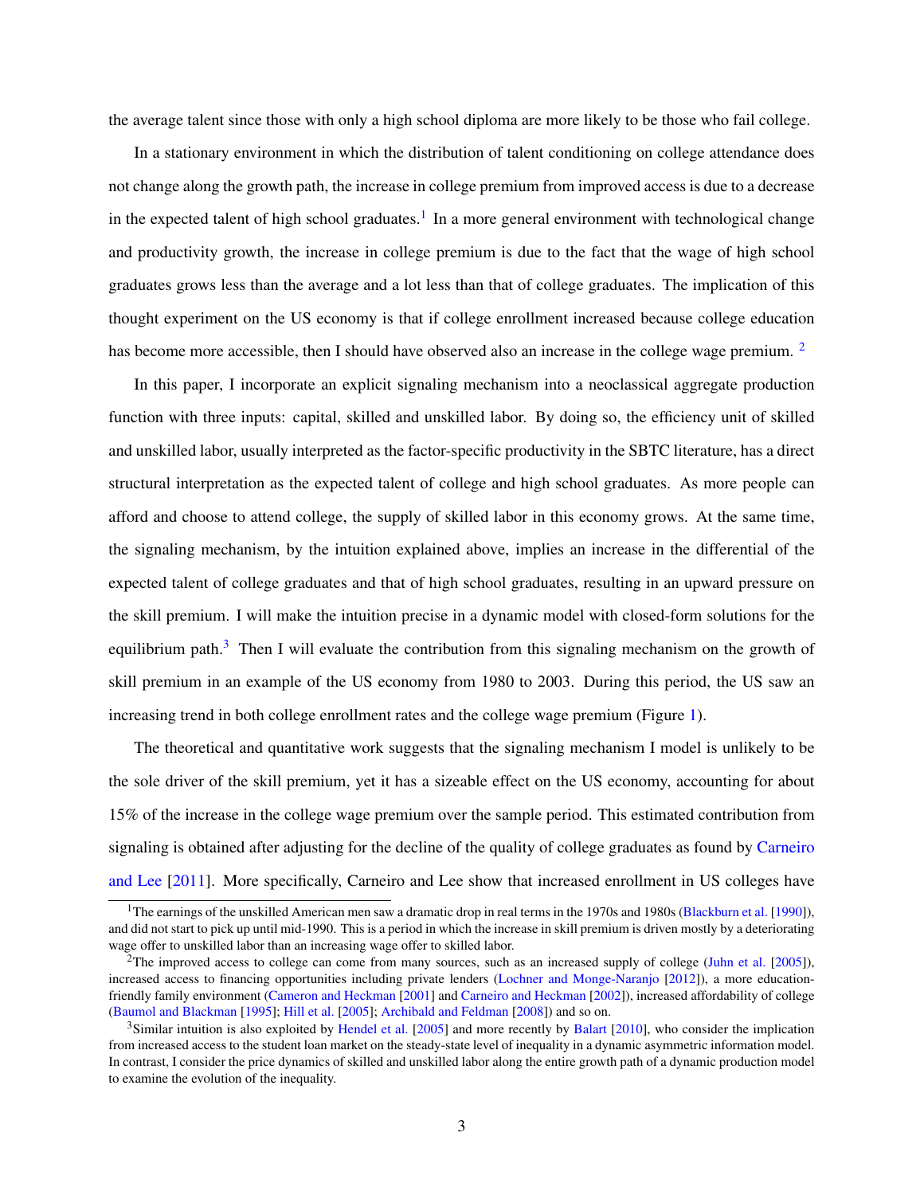the average talent since those with only a high school diploma are more likely to be those who fail college.

In a stationary environment in which the distribution of talent conditioning on college attendance does not change along the growth path, the increase in college premium from improved access is due to a decrease in the expected talent of high school graduates.[1] In a more general environment with technological change and productivity growth, the increase in college premium is due to the fact that the wage of high school graduates grows less than the average and a lot less than that of college graduates. The implication of this thought experiment on the US economy is that if college enrollment increased because college education has become more accessible, then I should have observed also an increase in the college wage premium. [2]

In this paper, I incorporate an explicit signaling mechanism into a neoclassical aggregate production function with three inputs: capital, skilled and unskilled labor. By doing so, the efficiency unit of skilled and unskilled labor, usually interpreted as the factor-specific productivity in the SBTC literature, has a direct structural interpretation as the expected talent of college and high school graduates. As more people can afford and choose to attend college, the supply of skilled labor in this economy grows. At the same time, the signaling mechanism, by the intuition explained above, implies an increase in the differential of the expected talent of college graduates and that of high school graduates, resulting in an upward pressure on the skill premium. I will make the intuition precise in a dynamic model with closed-form solutions for the equilibrium path.[3] Then I will evaluate the contribution from this signaling mechanism on the growth of skill premium in an example of the US economy from 1980 to 2003. During this period, the US saw an increasing trend in both college enrollment rates and the college wage premium (Figure 1).

The theoretical and quantitative work suggests that the signaling mechanism I model is unlikely to be the sole driver of the skill premium, yet it has a sizeable effect on the US economy, accounting for about 15% of the increase in the college wage premium over the sample period. This estimated contribution from signaling is obtained after adjusting for the decline of the quality of college graduates as found by Carneiro and Lee [2011]. More specifically, Carneiro and Lee show that increased enrollment in US colleges have

---

[1] The earnings of the unskilled American men saw a dramatic drop in real terms in the 1970s and 1980s (Blackburn et al. [1990]), and did not start to pick up until mid-1990. This is a period in which the increase in skill premium is driven mostly by a deteriorating wage offer to unskilled labor than an increasing wage offer to skilled labor.

[2] The improved access to college can come from many sources, such as an increased supply of college (Juhn et al. [2005]), increased access to financing opportunities including private lenders (Lochner and Monge-Naranjo [2012]), a more education-friendly family environment (Cameron and Heckman [2001] and Carneiro and Heckman [2002]), increased affordability of college (Baumol and Blackman [1995]; Hill et al. [2005]; Archibald and Feldman [2008]) and so on.

[3] Similar intuition is also exploited by Hendel et al. [2005] and more recently by Balart [2010], who consider the implication from increased access to the student loan market on the steady-state level of inequality in a dynamic asymmetric information model. In contrast, I consider the price dynamics of skilled and unskilled labor along the entire growth path of a dynamic production model to examine the evolution of the inequality.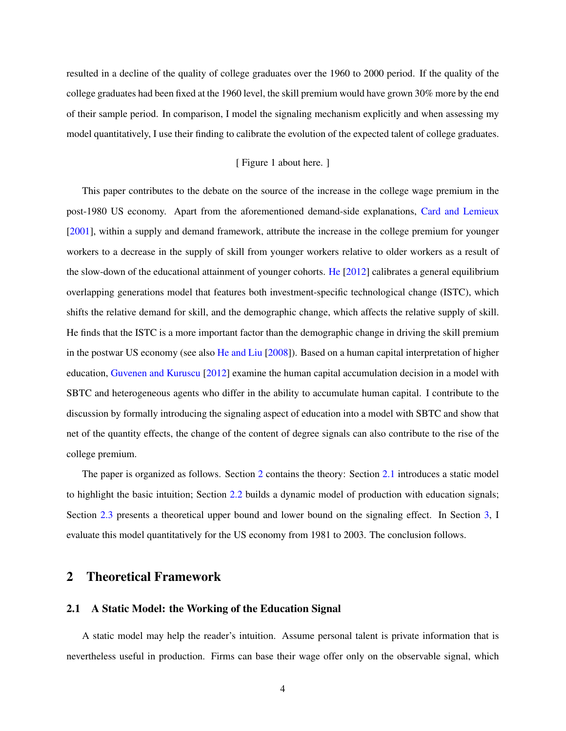resulted in a decline of the quality of college graduates over the 1960 to 2000 period. If the quality of the college graduates had been fixed at the 1960 level, the skill premium would have grown 30% more by the end of their sample period. In comparison, I model the signaling mechanism explicitly and when assessing my model quantitatively, I use their finding to calibrate the evolution of the expected talent of college graduates.

[ Figure 1 about here. ]

This paper contributes to the debate on the source of the increase in the college wage premium in the post-1980 US economy. Apart from the aforementioned demand-side explanations, Card and Lemieux [2001], within a supply and demand framework, attribute the increase in the college premium for younger workers to a decrease in the supply of skill from younger workers relative to older workers as a result of the slow-down of the educational attainment of younger cohorts. He [2012] calibrates a general equilibrium overlapping generations model that features both investment-specific technological change (ISTC), which shifts the relative demand for skill, and the demographic change, which affects the relative supply of skill. He finds that the ISTC is a more important factor than the demographic change in driving the skill premium in the postwar US economy (see also He and Liu [2008]). Based on a human capital interpretation of higher education, Guvenen and Kuruscu [2012] examine the human capital accumulation decision in a model with SBTC and heterogeneous agents who differ in the ability to accumulate human capital. I contribute to the discussion by formally introducing the signaling aspect of education into a model with SBTC and show that net of the quantity effects, the change of the content of degree signals can also contribute to the rise of the college premium.

The paper is organized as follows. Section 2 contains the theory: Section 2.1 introduces a static model to highlight the basic intuition; Section 2.2 builds a dynamic model of production with education signals; Section 2.3 presents a theoretical upper bound and lower bound on the signaling effect. In Section 3, I evaluate this model quantitatively for the US economy from 1981 to 2003. The conclusion follows.

## 2 Theoretical Framework

### 2.1 A Static Model: the Working of the Education Signal

A static model may help the reader's intuition. Assume personal talent is private information that is nevertheless useful in production. Firms can base their wage offer only on the observable signal, which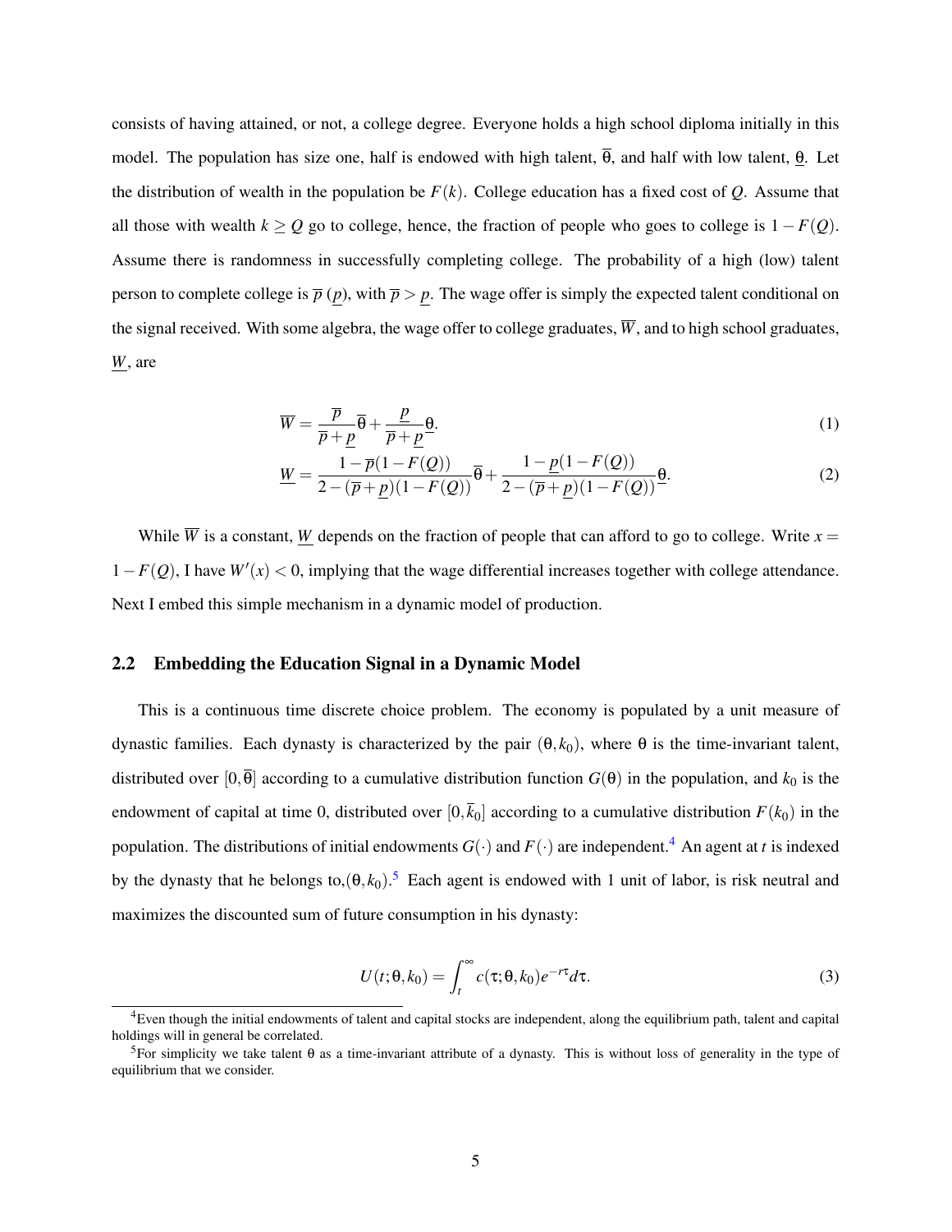consists of having attained, or not, a college degree. Everyone holds a high school diploma initially in this model. The population has size one, half is endowed with high talent, $\overline{\theta}$, and half with low talent, $\underline{\theta}$. Let the distribution of wealth in the population be $F(k)$. College education has a fixed cost of $Q$. Assume that all those with wealth $k \geq Q$ go to college, hence, the fraction of people who goes to college is $1 - F(Q)$. Assume there is randomness in successfully completing college. The probability of a high (low) talent person to complete college is $\overline{p}$ ($\underline{p}$), with $\overline{p} > \underline{p}$. The wage offer is simply the expected talent conditional on the signal received. With some algebra, the wage offer to college graduates, $\overline{W}$, and to high school graduates, $\underline{W}$, are

$$\overline{W} = \frac{\overline{p}}{\overline{p} + \underline{p}}\overline{\theta} + \frac{\underline{p}}{\overline{p} + \underline{p}}\underline{\theta}. \tag{1}$$

$$\underline{W} = \frac{1 - \overline{p}(1 - F(Q))}{2 - (\overline{p} + \underline{p})(1 - F(Q))}\overline{\theta} + \frac{1 - \underline{p}(1 - F(Q))}{2 - (\overline{p} + \underline{p})(1 - F(Q))}\underline{\theta}. \tag{2}$$

While $\overline{W}$ is a constant, $\underline{W}$ depends on the fraction of people that can afford to go to college. Write $x = 1 - F(Q)$, I have $W'(x) < 0$, implying that the wage differential increases together with college attendance. Next I embed this simple mechanism in a dynamic model of production.

## 2.2 Embedding the Education Signal in a Dynamic Model

This is a continuous time discrete choice problem. The economy is populated by a unit measure of dynastic families. Each dynasty is characterized by the pair $(\theta, k_0)$, where $\theta$ is the time-invariant talent, distributed over $[0, \overline{\theta}]$ according to a cumulative distribution function $G(\theta)$ in the population, and $k_0$ is the endowment of capital at time 0, distributed over $[0, \overline{k}_0]$ according to a cumulative distribution $F(k_0)$ in the population. The distributions of initial endowments $G(\cdot)$ and $F(\cdot)$ are independent.[4] An agent at $t$ is indexed by the dynasty that he belongs to, $(\theta, k_0)$.[5] Each agent is endowed with 1 unit of labor, is risk neutral and maximizes the discounted sum of future consumption in his dynasty:

$$U(t; \theta, k_0) = \int_t^{\infty} c(\tau; \theta, k_0) e^{-r\tau} d\tau. \tag{3}$$

[4] Even though the initial endowments of talent and capital stocks are independent, along the equilibrium path, talent and capital holdings will in general be correlated.

[5] For simplicity we take talent $\theta$ as a time-invariant attribute of a dynasty. This is without loss of generality in the type of equilibrium that we consider.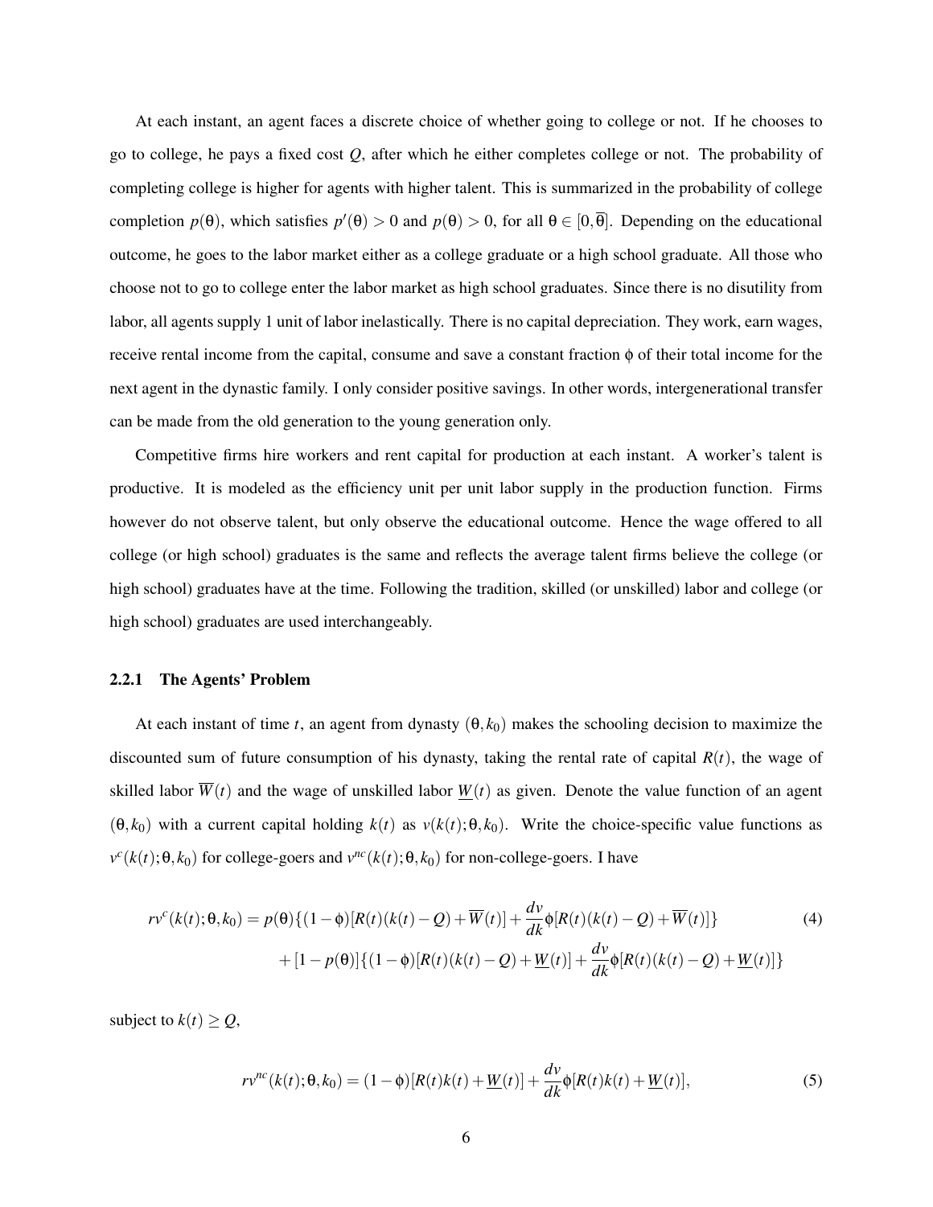At each instant, an agent faces a discrete choice of whether going to college or not. If he chooses to go to college, he pays a fixed cost $Q$, after which he either completes college or not. The probability of completing college is higher for agents with higher talent. This is summarized in the probability of college completion $p(\theta)$, which satisfies $p'(\theta) > 0$ and $p(\theta) > 0$, for all $\theta \in [0, \overline{\theta}]$. Depending on the educational outcome, he goes to the labor market either as a college graduate or a high school graduate. All those who choose not to go to college enter the labor market as high school graduates. Since there is no disutility from labor, all agents supply 1 unit of labor inelastically. There is no capital depreciation. They work, earn wages, receive rental income from the capital, consume and save a constant fraction $\phi$ of their total income for the next agent in the dynastic family. I only consider positive savings. In other words, intergenerational transfer can be made from the old generation to the young generation only.

Competitive firms hire workers and rent capital for production at each instant. A worker's talent is productive. It is modeled as the efficiency unit per unit labor supply in the production function. Firms however do not observe talent, but only observe the educational outcome. Hence the wage offered to all college (or high school) graduates is the same and reflects the average talent firms believe the college (or high school) graduates have at the time. Following the tradition, skilled (or unskilled) labor and college (or high school) graduates are used interchangeably.

### 2.2.1 The Agents' Problem

At each instant of time $t$, an agent from dynasty $(\theta, k_0)$ makes the schooling decision to maximize the discounted sum of future consumption of his dynasty, taking the rental rate of capital $R(t)$, the wage of skilled labor $\overline{W}(t)$ and the wage of unskilled labor $\underline{W}(t)$ as given. Denote the value function of an agent $(\theta, k_0)$ with a current capital holding $k(t)$ as $v(k(t); \theta, k_0)$. Write the choice-specific value functions as $v^c(k(t); \theta, k_0)$ for college-goers and $v^{nc}(k(t); \theta, k_0)$ for non-college-goers. I have

$$
\begin{aligned}
rv^c(k(t); \theta, k_0) = {} & p(\theta)\{(1-\phi)[R(t)(k(t)-Q)+\overline{W}(t)] + \frac{dv}{dk}\phi[R(t)(k(t)-Q)+\overline{W}(t)]\} \\
& + [1-p(\theta)]\{(1-\phi)[R(t)(k(t)-Q)+\underline{W}(t)] + \frac{dv}{dk}\phi[R(t)(k(t)-Q)+\underline{W}(t)]\}
\end{aligned} \tag{4}
$$

subject to $k(t) \geq Q$,

$$
rv^{nc}(k(t); \theta, k_0) = (1-\phi)[R(t)k(t)+\underline{W}(t)] + \frac{dv}{dk}\phi[R(t)k(t)+\underline{W}(t)], \tag{5}
$$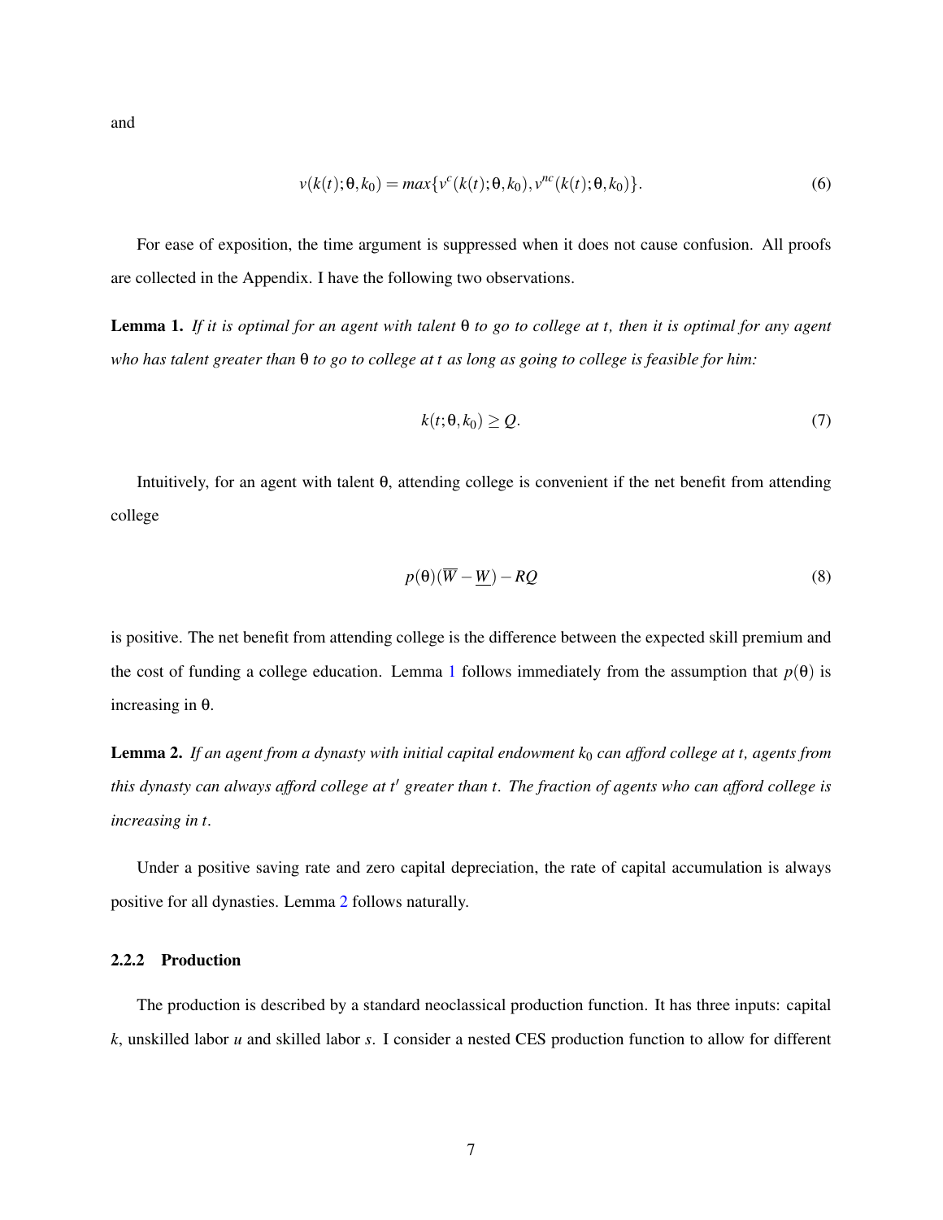and

$$v(k(t);\theta,k_0) = max\{v^c(k(t);\theta,k_0), v^{nc}(k(t);\theta,k_0)\}. \tag{6}$$

For ease of exposition, the time argument is suppressed when it does not cause confusion. All proofs are collected in the Appendix. I have the following two observations.

**Lemma 1.** *If it is optimal for an agent with talent $\theta$ to go to college at $t$, then it is optimal for any agent who has talent greater than $\theta$ to go to college at $t$ as long as going to college is feasible for him:*

$$k(t;\theta,k_0) \geq Q. \tag{7}$$

Intuitively, for an agent with talent $\theta$, attending college is convenient if the net benefit from attending college

$$p(\theta)(\overline{W} - \underline{W}) - RQ \tag{8}$$

is positive. The net benefit from attending college is the difference between the expected skill premium and the cost of funding a college education. Lemma 1 follows immediately from the assumption that $p(\theta)$ is increasing in $\theta$.

**Lemma 2.** *If an agent from a dynasty with initial capital endowment $k_0$ can afford college at $t$, agents from this dynasty can always afford college at $t'$ greater than $t$. The fraction of agents who can afford college is increasing in $t$.*

Under a positive saving rate and zero capital depreciation, the rate of capital accumulation is always positive for all dynasties. Lemma 2 follows naturally.

#### 2.2.2 Production

The production is described by a standard neoclassical production function. It has three inputs: capital $k$, unskilled labor $u$ and skilled labor $s$. I consider a nested CES production function to allow for different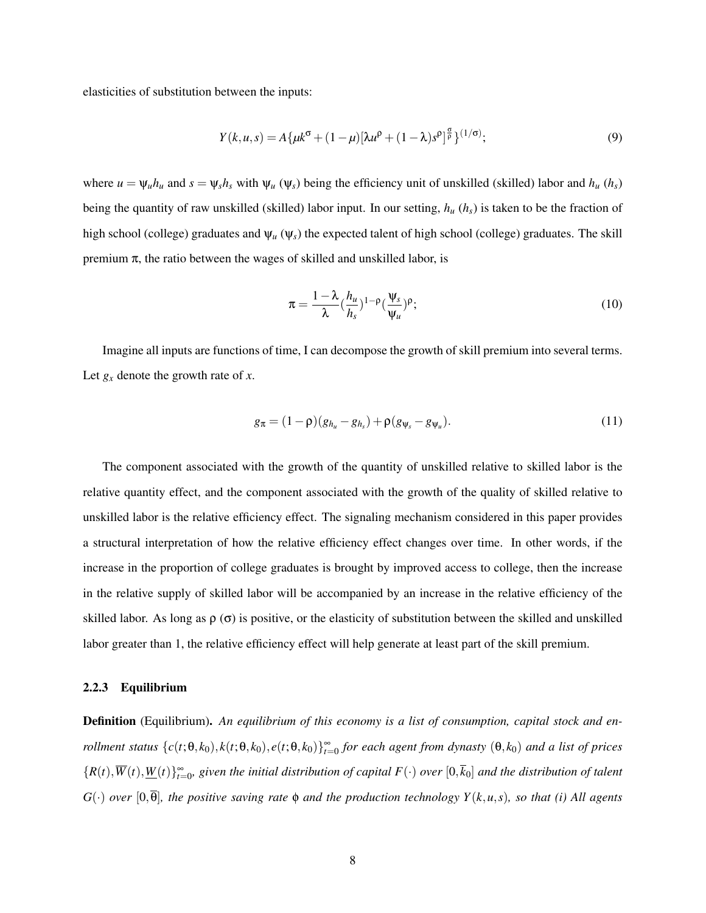elasticities of substitution between the inputs:

$$Y(k,u,s) = A\{\mu k^{\sigma} + (1-\mu)[\lambda u^{\rho} + (1-\lambda)s^{\rho}]^{\frac{\sigma}{\rho}}\}^{(1/\sigma)}; \tag{9}$$

where $u = \psi_u h_u$ and $s = \psi_s h_s$ with $\psi_u$ ($\psi_s$) being the efficiency unit of unskilled (skilled) labor and $h_u$ ($h_s$) being the quantity of raw unskilled (skilled) labor input. In our setting, $h_u$ ($h_s$) is taken to be the fraction of high school (college) graduates and $\psi_u$ ($\psi_s$) the expected talent of high school (college) graduates. The skill premium $\pi$, the ratio between the wages of skilled and unskilled labor, is

$$\pi = \frac{1-\lambda}{\lambda}(\frac{h_u}{h_s})^{1-\rho}(\frac{\psi_s}{\psi_u})^{\rho}; \tag{10}$$

Imagine all inputs are functions of time, I can decompose the growth of skill premium into several terms. Let $g_x$ denote the growth rate of $x$.

$$g_{\pi} = (1-\rho)(g_{h_u} - g_{h_s}) + \rho(g_{\psi_s} - g_{\psi_u}). \tag{11}$$

The component associated with the growth of the quantity of unskilled relative to skilled labor is the relative quantity effect, and the component associated with the growth of the quality of skilled relative to unskilled labor is the relative efficiency effect. The signaling mechanism considered in this paper provides a structural interpretation of how the relative efficiency effect changes over time. In other words, if the increase in the proportion of college graduates is brought by improved access to college, then the increase in the relative supply of skilled labor will be accompanied by an increase in the relative efficiency of the skilled labor. As long as $\rho$ ($\sigma$) is positive, or the elasticity of substitution between the skilled and unskilled labor greater than 1, the relative efficiency effect will help generate at least part of the skill premium.

### 2.2.3 Equilibrium

**Definition** (Equilibrium). *An equilibrium of this economy is a list of consumption, capital stock and enrollment status* $\{c(t;\theta,k_0), k(t;\theta,k_0), e(t;\theta,k_0)\}_{t=0}^{\infty}$ *for each agent from dynasty* $(\theta,k_0)$ *and a list of prices* $\{R(t), \overline{W}(t), \underline{W}(t)\}_{t=0}^{\infty}$*, given the initial distribution of capital* $F(\cdot)$ *over* $[0,\overline{k}_0]$ *and the distribution of talent* $G(\cdot)$ *over* $[0,\overline{\theta}]$*, the positive saving rate* $\phi$ *and the production technology* $Y(k,u,s)$*, so that (i) All agents*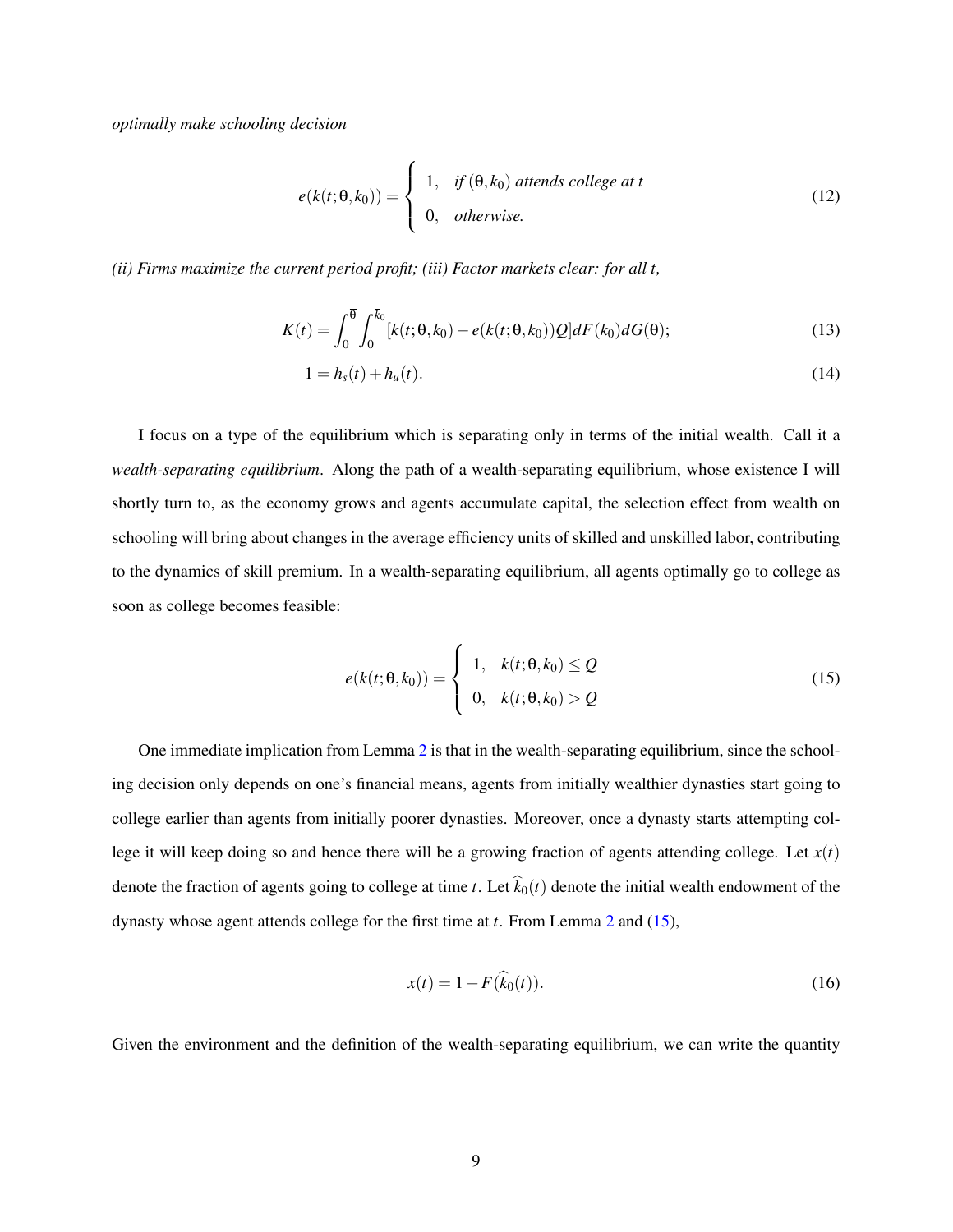*optimally make schooling decision*

$$e(k(t;\theta,k_0)) = \begin{cases} 1, & \textit{if } (\theta,k_0) \textit{ attends college at } t \\ 0, & \textit{otherwise.} \end{cases} \tag{12}$$

*(ii) Firms maximize the current period profit; (iii) Factor markets clear: for all t,*

$$K(t) = \int_0^{\overline{\theta}} \int_0^{\overline{k}_0} [k(t;\theta,k_0) - e(k(t;\theta,k_0))Q] dF(k_0) dG(\theta); \tag{13}$$

$$1 = h_s(t) + h_u(t). \tag{14}$$

I focus on a type of the equilibrium which is separating only in terms of the initial wealth. Call it a *wealth-separating equilibrium*. Along the path of a wealth-separating equilibrium, whose existence I will shortly turn to, as the economy grows and agents accumulate capital, the selection effect from wealth on schooling will bring about changes in the average efficiency units of skilled and unskilled labor, contributing to the dynamics of skill premium. In a wealth-separating equilibrium, all agents optimally go to college as soon as college becomes feasible:

$$e(k(t;\theta,k_0)) = \begin{cases} 1, & k(t;\theta,k_0) \le Q \\ 0, & k(t;\theta,k_0) > Q \end{cases} \tag{15}$$

One immediate implication from Lemma 2 is that in the wealth-separating equilibrium, since the schooling decision only depends on one's financial means, agents from initially wealthier dynasties start going to college earlier than agents from initially poorer dynasties. Moreover, once a dynasty starts attempting college it will keep doing so and hence there will be a growing fraction of agents attending college. Let $x(t)$ denote the fraction of agents going to college at time $t$. Let $\widehat{k}_0(t)$ denote the initial wealth endowment of the dynasty whose agent attends college for the first time at $t$. From Lemma 2 and (15),

$$x(t) = 1 - F(\widehat{k}_0(t)). \tag{16}$$

Given the environment and the definition of the wealth-separating equilibrium, we can write the quantity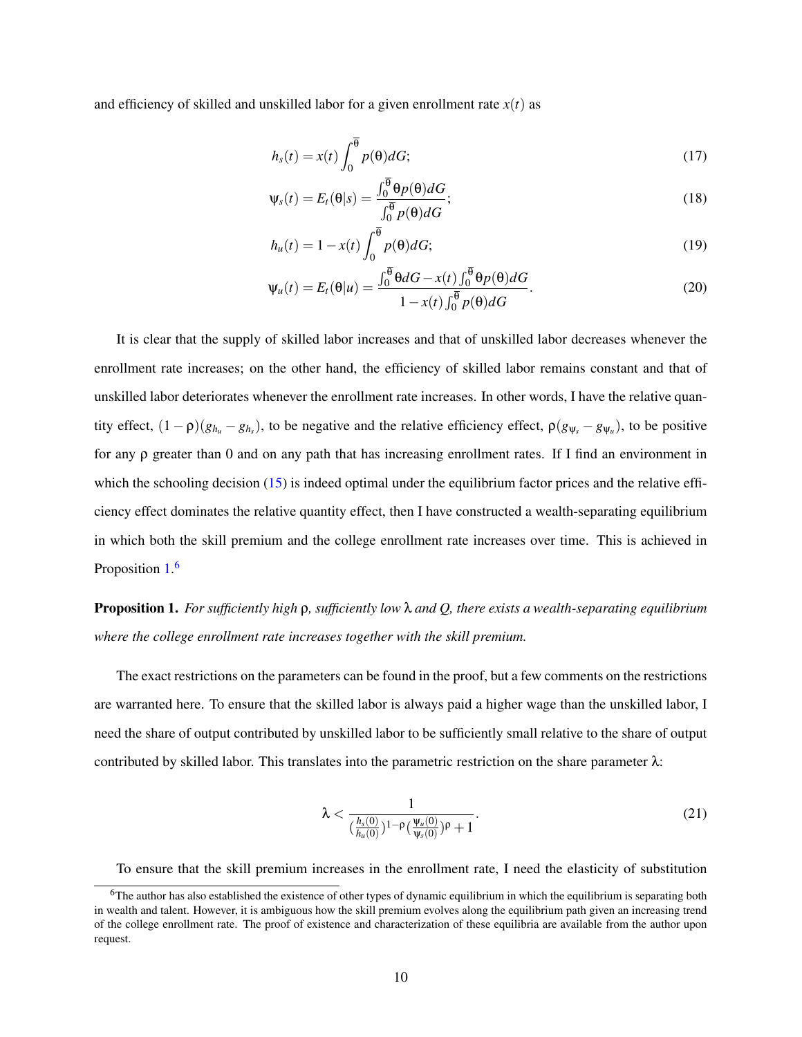and efficiency of skilled and unskilled labor for a given enrollment rate $x(t)$ as

$$h_s(t) = x(t)\int_0^{\overline{\theta}} p(\theta)dG; \tag{17}$$

$$\psi_s(t) = E_t(\theta|s) = \frac{\int_0^{\overline{\theta}} \theta p(\theta)dG}{\int_0^{\overline{\theta}} p(\theta)dG}; \tag{18}$$

$$h_u(t) = 1 - x(t)\int_0^{\overline{\theta}} p(\theta)dG; \tag{19}$$

$$\psi_u(t) = E_t(\theta|u) = \frac{\int_0^{\overline{\theta}} \theta dG - x(t)\int_0^{\overline{\theta}} \theta p(\theta)dG}{1 - x(t)\int_0^{\overline{\theta}} p(\theta)dG}. \tag{20}$$

It is clear that the supply of skilled labor increases and that of unskilled labor decreases whenever the enrollment rate increases; on the other hand, the efficiency of skilled labor remains constant and that of unskilled labor deteriorates whenever the enrollment rate increases. In other words, I have the relative quantity effect, $(1-\rho)(g_{h_u} - g_{h_s})$, to be negative and the relative efficiency effect, $\rho(g_{\psi_s} - g_{\psi_u})$, to be positive for any $\rho$ greater than 0 and on any path that has increasing enrollment rates. If I find an environment in which the schooling decision (15) is indeed optimal under the equilibrium factor prices and the relative efficiency effect dominates the relative quantity effect, then I have constructed a wealth-separating equilibrium in which both the skill premium and the college enrollment rate increases over time. This is achieved in Proposition 1.[6]

**Proposition 1.** *For sufficiently high $\rho$, sufficiently low $\lambda$ and $Q$, there exists a wealth-separating equilibrium where the college enrollment rate increases together with the skill premium.*

The exact restrictions on the parameters can be found in the proof, but a few comments on the restrictions are warranted here. To ensure that the skilled labor is always paid a higher wage than the unskilled labor, I need the share of output contributed by unskilled labor to be sufficiently small relative to the share of output contributed by skilled labor. This translates into the parametric restriction on the share parameter $\lambda$:

$$\lambda < \frac{1}{(\frac{h_s(0)}{h_u(0)})^{1-\rho}(\frac{\psi_u(0)}{\psi_s(0)})^{\rho} + 1}. \tag{21}$$

To ensure that the skill premium increases in the enrollment rate, I need the elasticity of substitution

[6] The author has also established the existence of other types of dynamic equilibrium in which the equilibrium is separating both in wealth and talent. However, it is ambiguous how the skill premium evolves along the equilibrium path given an increasing trend of the college enrollment rate. The proof of existence and characterization of these equilibria are available from the author upon request.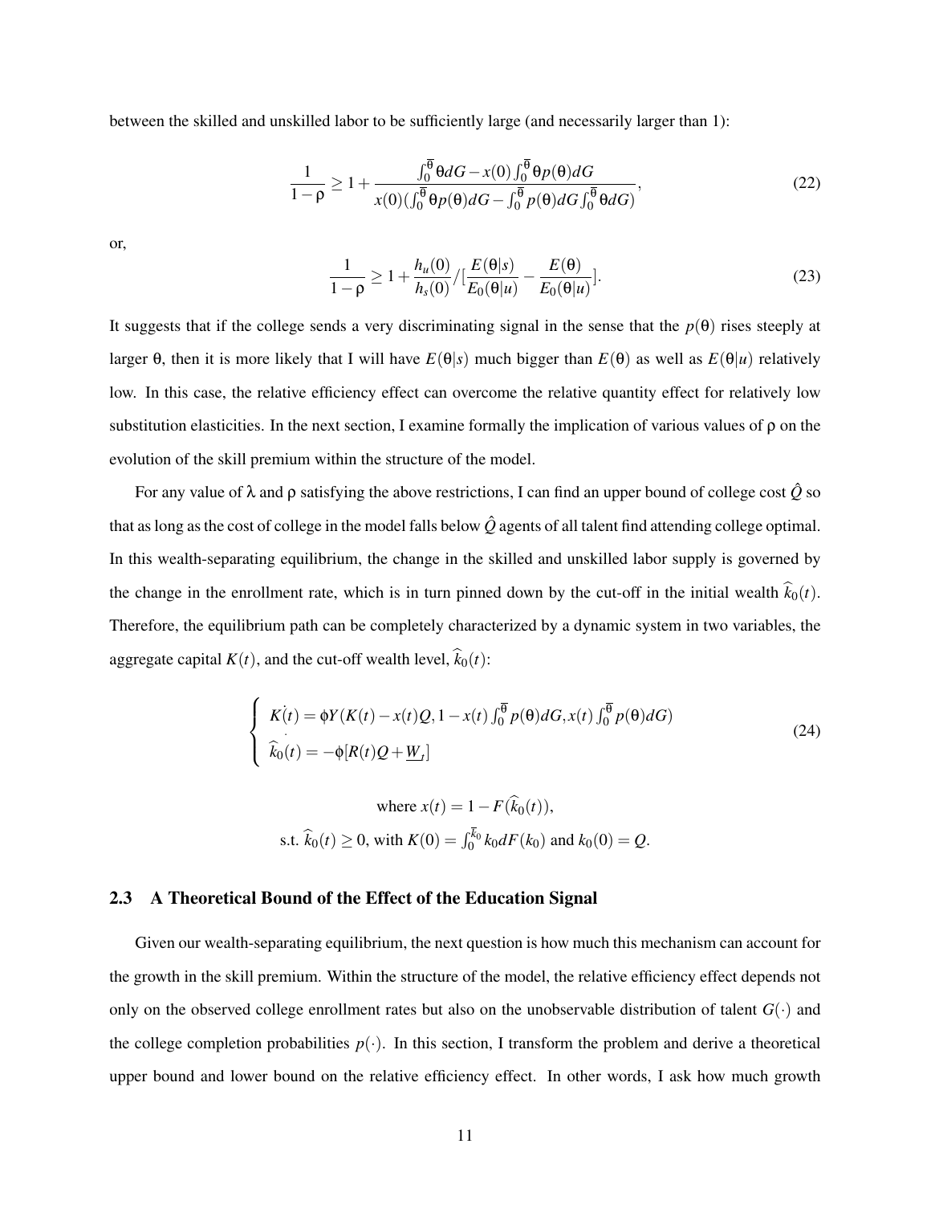between the skilled and unskilled labor to be sufficiently large (and necessarily larger than 1):

$$\frac{1}{1-\rho} \geq 1 + \frac{\int_0^{\overline{\theta}} \theta dG - x(0)\int_0^{\overline{\theta}} \theta p(\theta) dG}{x(0)(\int_0^{\overline{\theta}} \theta p(\theta) dG - \int_0^{\overline{\theta}} p(\theta) dG \int_0^{\overline{\theta}} \theta dG)}, \tag{22}$$

or,

$$\frac{1}{1-\rho} \geq 1 + \frac{h_u(0)}{h_s(0)} / [\frac{E(\theta|s)}{E_0(\theta|u)} - \frac{E(\theta)}{E_0(\theta|u)}]. \tag{23}$$

It suggests that if the college sends a very discriminating signal in the sense that the $p(\theta)$ rises steeply at larger $\theta$, then it is more likely that I will have $E(\theta|s)$ much bigger than $E(\theta)$ as well as $E(\theta|u)$ relatively low. In this case, the relative efficiency effect can overcome the relative quantity effect for relatively low substitution elasticities. In the next section, I examine formally the implication of various values of $\rho$ on the evolution of the skill premium within the structure of the model.

For any value of $\lambda$ and $\rho$ satisfying the above restrictions, I can find an upper bound of college cost $\hat{Q}$ so that as long as the cost of college in the model falls below $\hat{Q}$ agents of all talent find attending college optimal. In this wealth-separating equilibrium, the change in the skilled and unskilled labor supply is governed by the change in the enrollment rate, which is in turn pinned down by the cut-off in the initial wealth $\widehat{k}_0(t)$. Therefore, the equilibrium path can be completely characterized by a dynamic system in two variables, the aggregate capital $K(t)$, and the cut-off wealth level, $\widehat{k}_0(t)$:

$$\begin{cases} \dot{K(t)} = \phi Y(K(t) - x(t)Q, 1 - x(t)\int_0^{\overline{\theta}} p(\theta) dG, x(t)\int_0^{\overline{\theta}} p(\theta) dG) \\ \dot{\widehat{k}_0}(t) = -\phi[R(t)Q + \underline{W}_t] \end{cases} \tag{24}$$

$$\text{where } x(t) = 1 - F(\widehat{k}_0(t)),$$

$$\text{s.t. } \widehat{k}_0(t) \geq 0, \text{ with } K(0) = \int_0^{\overline{k}_0} k_0 dF(k_0) \text{ and } k_0(0) = Q.$$

## 2.3 A Theoretical Bound of the Effect of the Education Signal

Given our wealth-separating equilibrium, the next question is how much this mechanism can account for the growth in the skill premium. Within the structure of the model, the relative efficiency effect depends not only on the observed college enrollment rates but also on the unobservable distribution of talent $G(\cdot)$ and the college completion probabilities $p(\cdot)$. In this section, I transform the problem and derive a theoretical upper bound and lower bound on the relative efficiency effect. In other words, I ask how much growth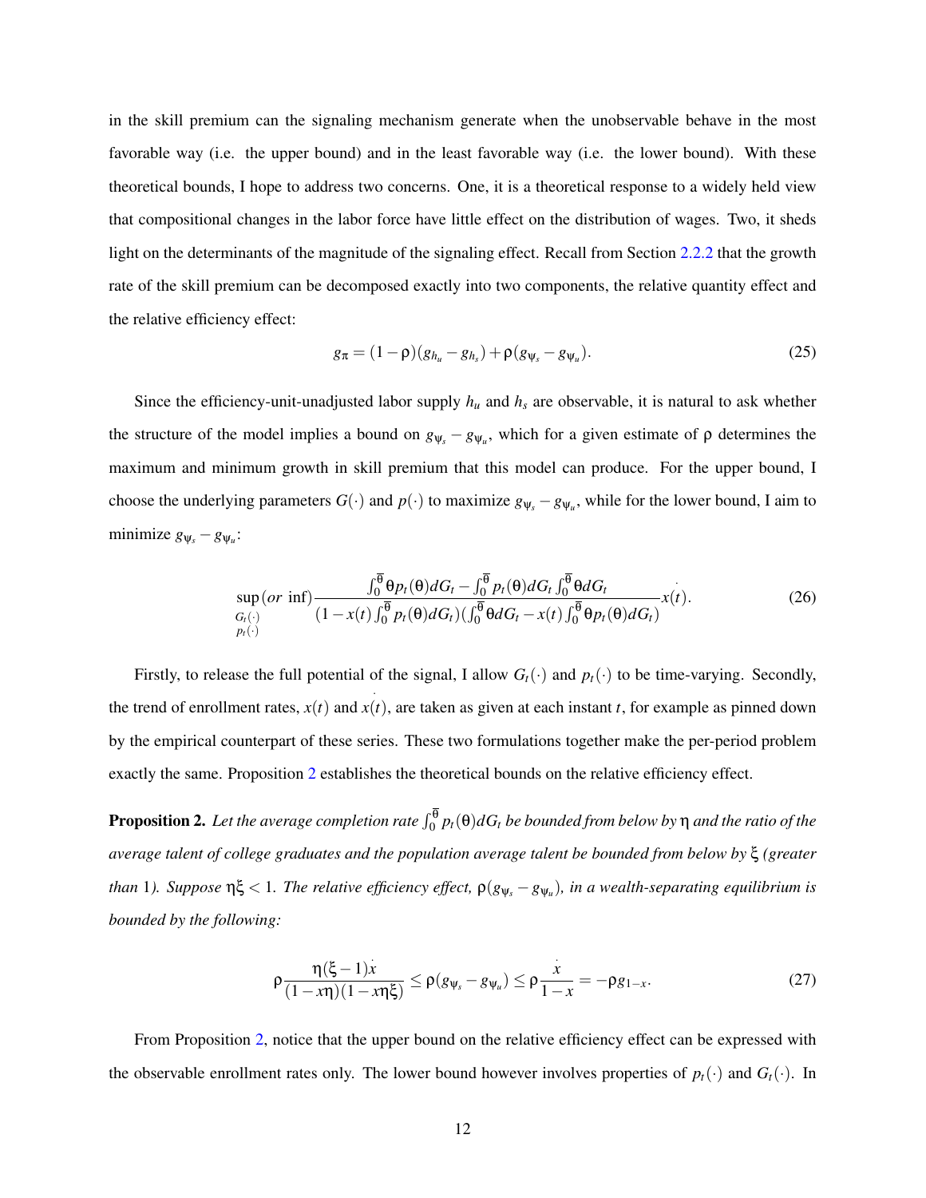in the skill premium can the signaling mechanism generate when the unobservable behave in the most favorable way (i.e. the upper bound) and in the least favorable way (i.e. the lower bound). With these theoretical bounds, I hope to address two concerns. One, it is a theoretical response to a widely held view that compositional changes in the labor force have little effect on the distribution of wages. Two, it sheds light on the determinants of the magnitude of the signaling effect. Recall from Section 2.2.2 that the growth rate of the skill premium can be decomposed exactly into two components, the relative quantity effect and the relative efficiency effect:

$$g_\pi = (1-\rho)(g_{h_u} - g_{h_s}) + \rho(g_{\psi_s} - g_{\psi_u}). \tag{25}$$

Since the efficiency-unit-unadjusted labor supply $h_u$ and $h_s$ are observable, it is natural to ask whether the structure of the model implies a bound on $g_{\psi_s} - g_{\psi_u}$, which for a given estimate of $\rho$ determines the maximum and minimum growth in skill premium that this model can produce. For the upper bound, I choose the underlying parameters $G(\cdot)$ and $p(\cdot)$ to maximize $g_{\psi_s} - g_{\psi_u}$, while for the lower bound, I aim to minimize $g_{\psi_s} - g_{\psi_u}$:

$$\sup_{\substack{G_t(\cdot)\\ p_t(\cdot)}}(or\ \inf)\frac{\int_0^{\overline{\theta}}\theta p_t(\theta)dG_t - \int_0^{\overline{\theta}}p_t(\theta)dG_t\int_0^{\overline{\theta}}\theta dG_t}{(1-x(t)\int_0^{\overline{\theta}}p_t(\theta)dG_t)(\int_0^{\overline{\theta}}\theta dG_t - x(t)\int_0^{\overline{\theta}}\theta p_t(\theta)dG_t)}\dot{x}(t). \tag{26}$$

Firstly, to release the full potential of the signal, I allow $G_t(\cdot)$ and $p_t(\cdot)$ to be time-varying. Secondly, the trend of enrollment rates, $x(t)$ and $\dot{x}(t)$, are taken as given at each instant $t$, for example as pinned down by the empirical counterpart of these series. These two formulations together make the per-period problem exactly the same. Proposition 2 establishes the theoretical bounds on the relative efficiency effect.

**Proposition 2.** *Let the average completion rate $\int_0^{\overline{\theta}}p_t(\theta)dG_t$ be bounded from below by $\eta$ and the ratio of the average talent of college graduates and the population average talent be bounded from below by $\xi$ (greater than 1). Suppose $\eta\xi < 1$. The relative efficiency effect, $\rho(g_{\psi_s} - g_{\psi_u})$, in a wealth-separating equilibrium is bounded by the following:*

$$\rho\frac{\eta(\xi-1)\dot{x}}{(1-x\eta)(1-x\eta\xi)} \leq \rho(g_{\psi_s} - g_{\psi_u}) \leq \rho\frac{\dot{x}}{1-x} = -\rho g_{1-x}. \tag{27}$$

From Proposition 2, notice that the upper bound on the relative efficiency effect can be expressed with the observable enrollment rates only. The lower bound however involves properties of $p_t(\cdot)$ and $G_t(\cdot)$. In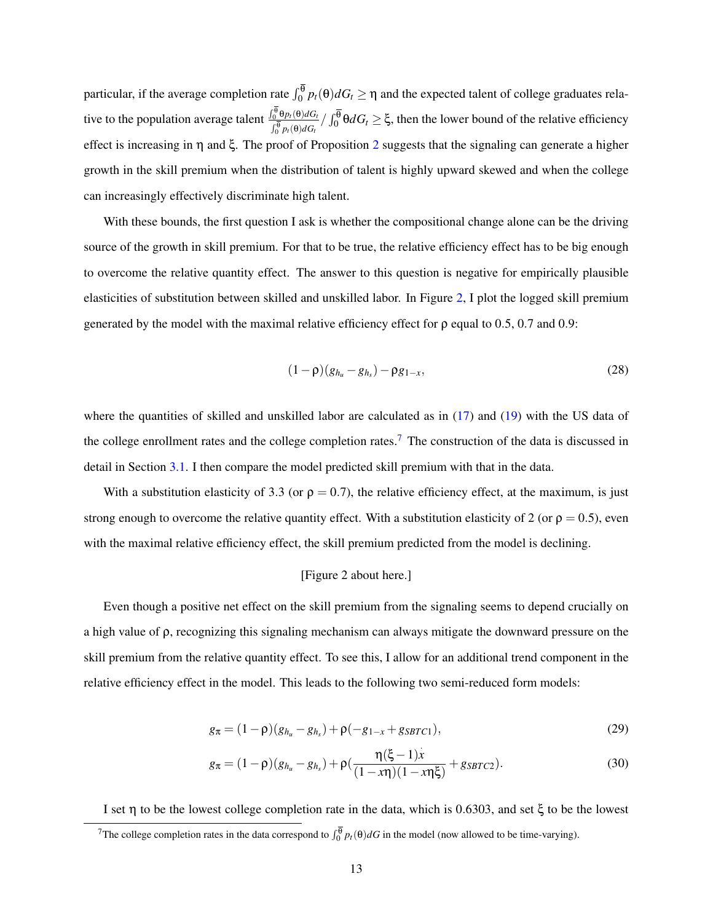particular, if the average completion rate $\int_0^{\overline{\theta}} p_t(\theta)dG_t \geq \eta$ and the expected talent of college graduates relative to the population average talent $\frac{\int_0^{\overline{\theta}} \theta p_t(\theta)dG_t}{\int_0^{\overline{\theta}} p_t(\theta)dG_t} / \int_0^{\overline{\theta}} \theta dG_t \geq \xi$, then the lower bound of the relative efficiency effect is increasing in $\eta$ and $\xi$. The proof of Proposition 2 suggests that the signaling can generate a higher growth in the skill premium when the distribution of talent is highly upward skewed and when the college can increasingly effectively discriminate high talent.

With these bounds, the first question I ask is whether the compositional change alone can be the driving source of the growth in skill premium. For that to be true, the relative efficiency effect has to be big enough to overcome the relative quantity effect. The answer to this question is negative for empirically plausible elasticities of substitution between skilled and unskilled labor. In Figure 2, I plot the logged skill premium generated by the model with the maximal relative efficiency effect for $\rho$ equal to 0.5, 0.7 and 0.9:

$$(1-\rho)(g_{h_u} - g_{h_s}) - \rho g_{1-x}, \tag{28}$$

where the quantities of skilled and unskilled labor are calculated as in (17) and (19) with the US data of the college enrollment rates and the college completion rates.[7] The construction of the data is discussed in detail in Section 3.1. I then compare the model predicted skill premium with that in the data.

With a substitution elasticity of 3.3 (or $\rho = 0.7$), the relative efficiency effect, at the maximum, is just strong enough to overcome the relative quantity effect. With a substitution elasticity of 2 (or $\rho = 0.5$), even with the maximal relative efficiency effect, the skill premium predicted from the model is declining.

[Figure 2 about here.]

Even though a positive net effect on the skill premium from the signaling seems to depend crucially on a high value of $\rho$, recognizing this signaling mechanism can always mitigate the downward pressure on the skill premium from the relative quantity effect. To see this, I allow for an additional trend component in the relative efficiency effect in the model. This leads to the following two semi-reduced form models:

$$g_\pi = (1-\rho)(g_{h_u} - g_{h_s}) + \rho(-g_{1-x} + g_{SBTC1}), \tag{29}$$

$$g_\pi = (1-\rho)(g_{h_u} - g_{h_s}) + \rho\left(\frac{\eta(\xi-1)\dot{x}}{(1-x\eta)(1-x\eta\xi)} + g_{SBTC2}\right). \tag{30}$$

I set $\eta$ to be the lowest college completion rate in the data, which is 0.6303, and set $\xi$ to be the lowest

[7] The college completion rates in the data correspond to $\int_0^{\overline{\theta}} p_t(\theta)dG$ in the model (now allowed to be time-varying).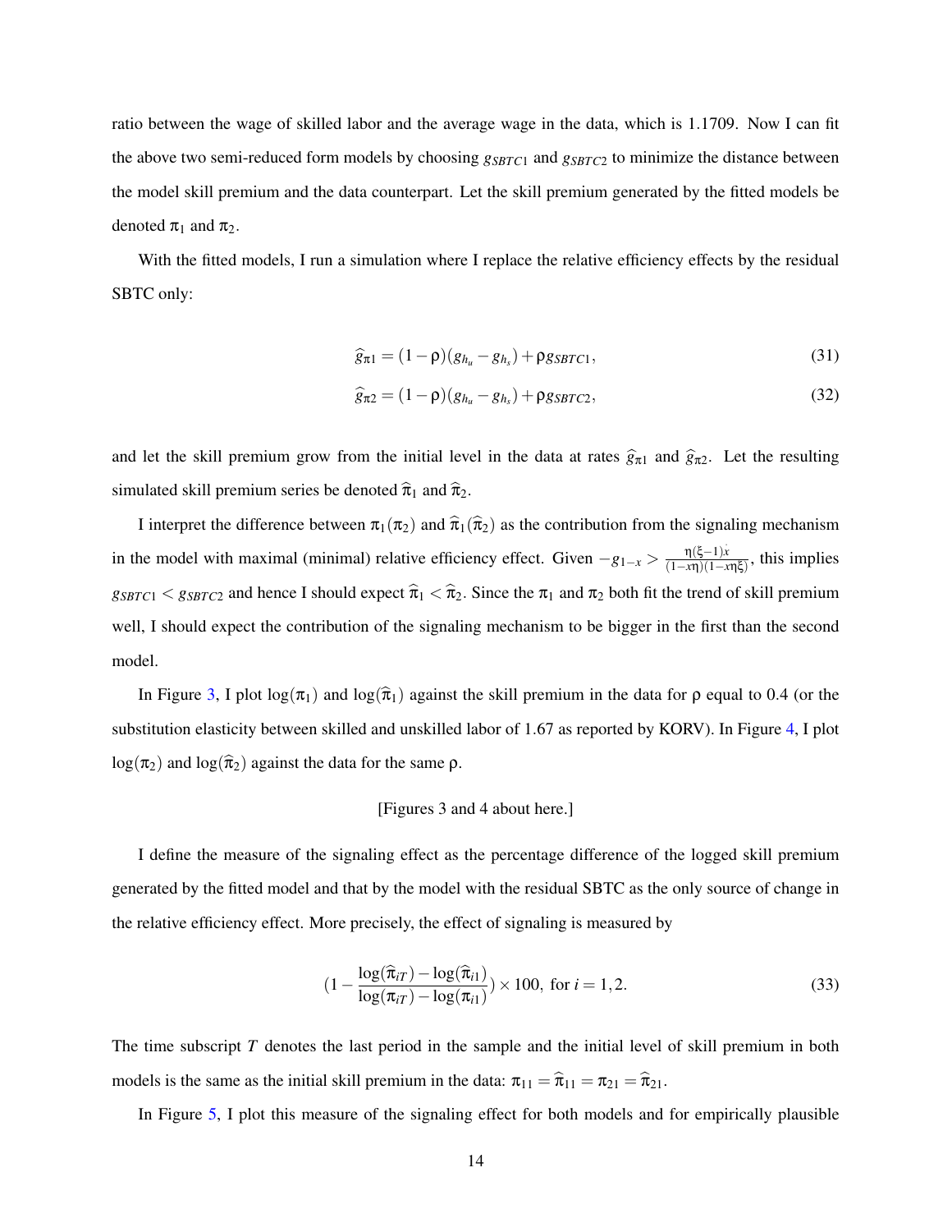ratio between the wage of skilled labor and the average wage in the data, which is 1.1709. Now I can fit the above two semi-reduced form models by choosing $g_{SBTC1}$ and $g_{SBTC2}$ to minimize the distance between the model skill premium and the data counterpart. Let the skill premium generated by the fitted models be denoted $\pi_1$ and $\pi_2$.

With the fitted models, I run a simulation where I replace the relative efficiency effects by the residual SBTC only:

$$\widehat{g}_{\pi 1} = (1-\rho)(g_{h_u} - g_{h_s}) + \rho g_{SBTC1}, \tag{31}$$

$$\widehat{g}_{\pi 2} = (1-\rho)(g_{h_u} - g_{h_s}) + \rho g_{SBTC2}, \tag{32}$$

and let the skill premium grow from the initial level in the data at rates $\widehat{g}_{\pi 1}$ and $\widehat{g}_{\pi 2}$. Let the resulting simulated skill premium series be denoted $\widehat{\pi}_1$ and $\widehat{\pi}_2$.

I interpret the difference between $\pi_1(\pi_2)$ and $\widehat{\pi}_1(\widehat{\pi}_2)$ as the contribution from the signaling mechanism in the model with maximal (minimal) relative efficiency effect. Given $-g_{1-x} > \frac{\eta(\xi-1)\dot{x}}{(1-x\eta)(1-x\eta\xi)}$, this implies $g_{SBTC1} < g_{SBTC2}$ and hence I should expect $\widehat{\pi}_1 < \widehat{\pi}_2$. Since the $\pi_1$ and $\pi_2$ both fit the trend of skill premium well, I should expect the contribution of the signaling mechanism to be bigger in the first than the second model.

In Figure 3, I plot $\log(\pi_1)$ and $\log(\widehat{\pi}_1)$ against the skill premium in the data for $\rho$ equal to 0.4 (or the substitution elasticity between skilled and unskilled labor of 1.67 as reported by KORV). In Figure 4, I plot $\log(\pi_2)$ and $\log(\widehat{\pi}_2)$ against the data for the same $\rho$.

[Figures 3 and 4 about here.]

I define the measure of the signaling effect as the percentage difference of the logged skill premium generated by the fitted model and that by the model with the residual SBTC as the only source of change in the relative efficiency effect. More precisely, the effect of signaling is measured by

$$\left(1 - \frac{\log(\widehat{\pi}_{iT}) - \log(\widehat{\pi}_{i1})}{\log(\pi_{iT}) - \log(\pi_{i1})}\right) \times 100, \text{ for } i = 1, 2. \tag{33}$$

The time subscript $T$ denotes the last period in the sample and the initial level of skill premium in both models is the same as the initial skill premium in the data: $\pi_{11} = \widehat{\pi}_{11} = \pi_{21} = \widehat{\pi}_{21}$.

In Figure 5, I plot this measure of the signaling effect for both models and for empirically plausible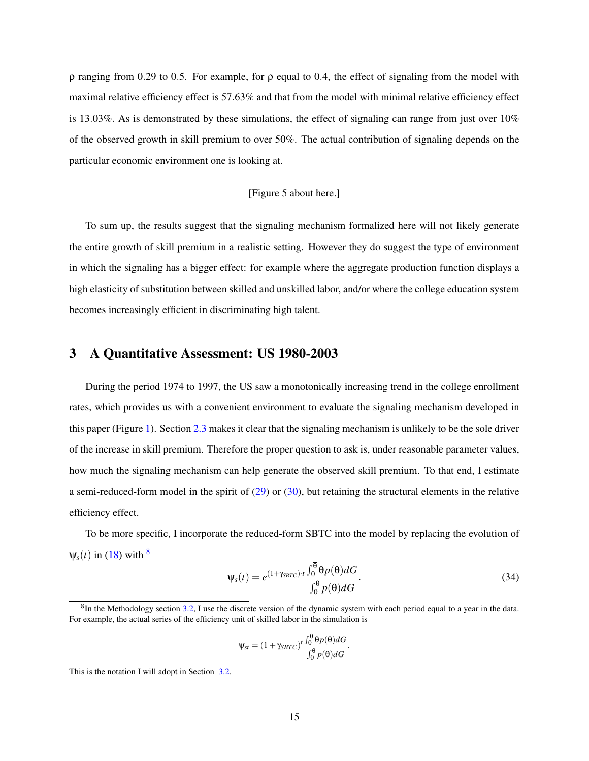$\rho$ ranging from 0.29 to 0.5. For example, for $\rho$ equal to 0.4, the effect of signaling from the model with maximal relative efficiency effect is 57.63% and that from the model with minimal relative efficiency effect is 13.03%. As is demonstrated by these simulations, the effect of signaling can range from just over 10% of the observed growth in skill premium to over 50%. The actual contribution of signaling depends on the particular economic environment one is looking at.

[Figure 5 about here.]

To sum up, the results suggest that the signaling mechanism formalized here will not likely generate the entire growth of skill premium in a realistic setting. However they do suggest the type of environment in which the signaling has a bigger effect: for example where the aggregate production function displays a high elasticity of substitution between skilled and unskilled labor, and/or where the college education system becomes increasingly efficient in discriminating high talent.

# 3 A Quantitative Assessment: US 1980-2003

During the period 1974 to 1997, the US saw a monotonically increasing trend in the college enrollment rates, which provides us with a convenient environment to evaluate the signaling mechanism developed in this paper (Figure 1). Section 2.3 makes it clear that the signaling mechanism is unlikely to be the sole driver of the increase in skill premium. Therefore the proper question to ask is, under reasonable parameter values, how much the signaling mechanism can help generate the observed skill premium. To that end, I estimate a semi-reduced-form model in the spirit of (29) or (30), but retaining the structural elements in the relative efficiency effect.

To be more specific, I incorporate the reduced-form SBTC into the model by replacing the evolution of $\psi_s(t)$ in (18) with [8]

$$\psi_s(t) = e^{(1+\gamma_{SBTC})\cdot t} \frac{\int_0^{\overline{\theta}} \theta p(\theta) dG}{\int_0^{\overline{\theta}} p(\theta) dG}. \tag{34}$$

[8] In the Methodology section 3.2, I use the discrete version of the dynamic system with each period equal to a year in the data. For example, the actual series of the efficiency unit of skilled labor in the simulation is

$$\psi_{st} = (1+\gamma_{SBTC})^t \frac{\int_0^{\overline{\theta}} \theta p(\theta) dG}{\int_0^{\overline{\theta}} p(\theta) dG}.$$

This is the notation I will adopt in Section 3.2.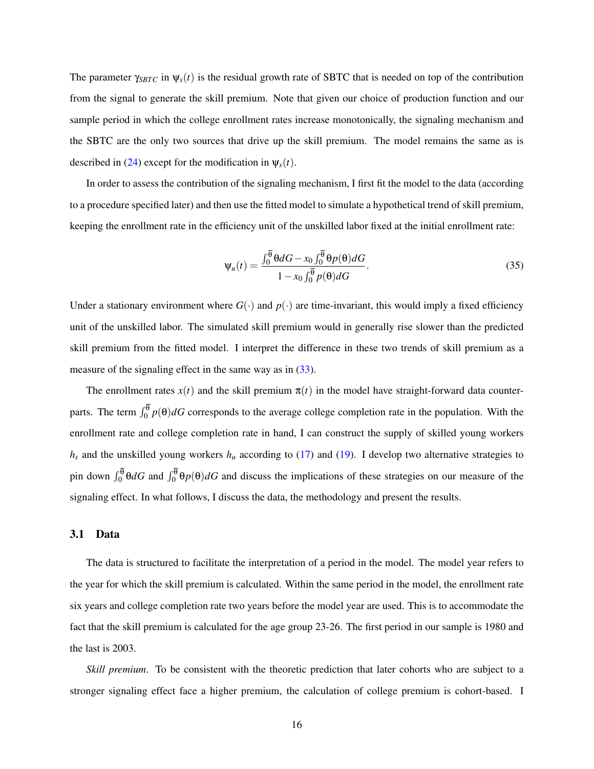The parameter $\gamma_{SBTC}$ in $\psi_s(t)$ is the residual growth rate of SBTC that is needed on top of the contribution from the signal to generate the skill premium. Note that given our choice of production function and our sample period in which the college enrollment rates increase monotonically, the signaling mechanism and the SBTC are the only two sources that drive up the skill premium. The model remains the same as is described in (24) except for the modification in $\psi_s(t)$.

In order to assess the contribution of the signaling mechanism, I first fit the model to the data (according to a procedure specified later) and then use the fitted model to simulate a hypothetical trend of skill premium, keeping the enrollment rate in the efficiency unit of the unskilled labor fixed at the initial enrollment rate:

$$\psi_u(t) = \frac{\int_0^{\overline{\theta}} \theta dG - x_0 \int_0^{\overline{\theta}} \theta p(\theta) dG}{1 - x_0 \int_0^{\overline{\theta}} p(\theta) dG}. \tag{35}$$

Under a stationary environment where $G(\cdot)$ and $p(\cdot)$ are time-invariant, this would imply a fixed efficiency unit of the unskilled labor. The simulated skill premium would in generally rise slower than the predicted skill premium from the fitted model. I interpret the difference in these two trends of skill premium as a measure of the signaling effect in the same way as in (33).

The enrollment rates $x(t)$ and the skill premium $\pi(t)$ in the model have straight-forward data counterparts. The term $\int_0^{\overline{\theta}} p(\theta) dG$ corresponds to the average college completion rate in the population. With the enrollment rate and college completion rate in hand, I can construct the supply of skilled young workers $h_s$ and the unskilled young workers $h_u$ according to (17) and (19). I develop two alternative strategies to pin down $\int_0^{\overline{\theta}} \theta dG$ and $\int_0^{\overline{\theta}} \theta p(\theta) dG$ and discuss the implications of these strategies on our measure of the signaling effect. In what follows, I discuss the data, the methodology and present the results.

## 3.1 Data

The data is structured to facilitate the interpretation of a period in the model. The model year refers to the year for which the skill premium is calculated. Within the same period in the model, the enrollment rate six years and college completion rate two years before the model year are used. This is to accommodate the fact that the skill premium is calculated for the age group 23-26. The first period in our sample is 1980 and the last is 2003.

*Skill premium*. To be consistent with the theoretic prediction that later cohorts who are subject to a stronger signaling effect face a higher premium, the calculation of college premium is cohort-based. I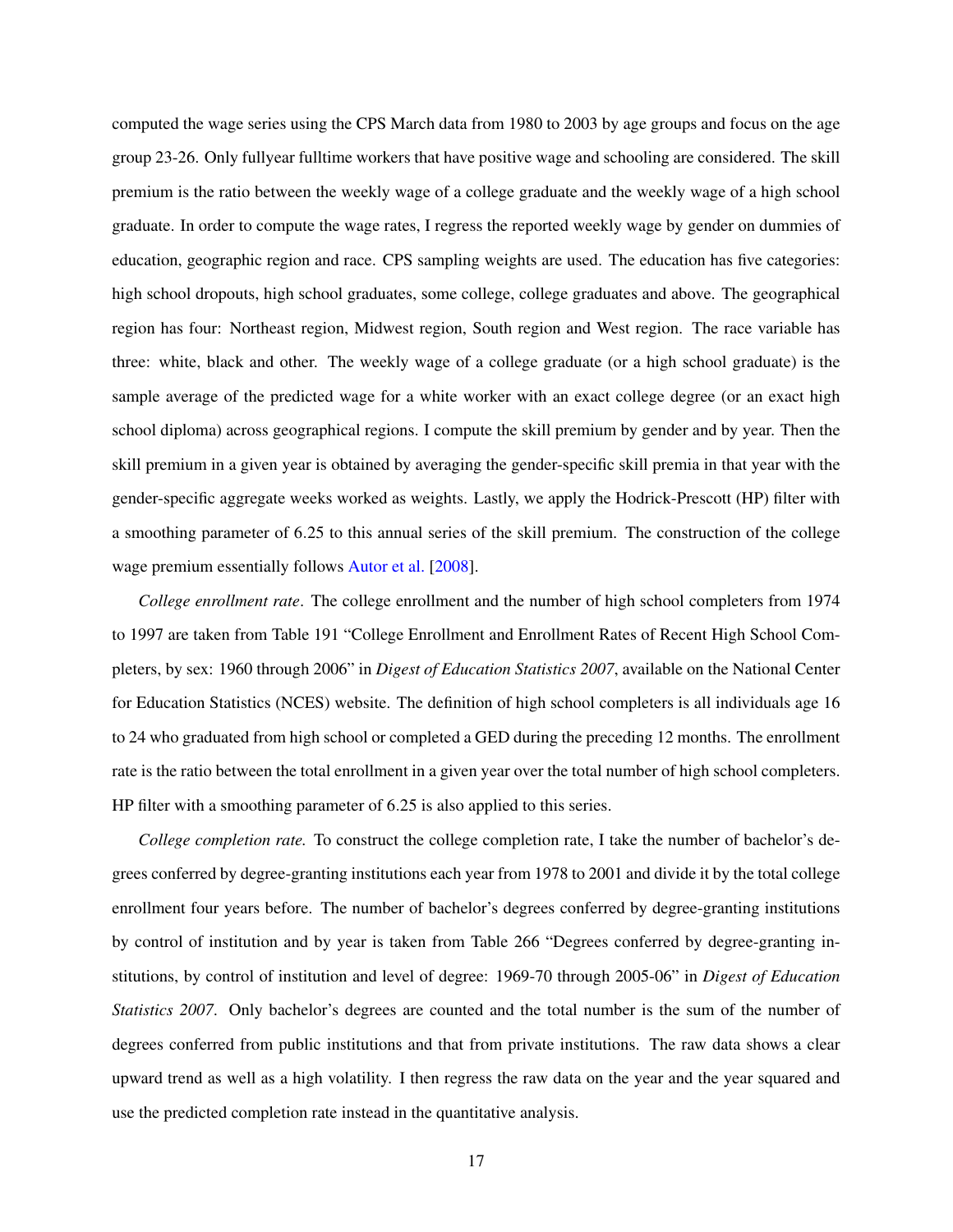computed the wage series using the CPS March data from 1980 to 2003 by age groups and focus on the age group 23-26. Only fullyear fulltime workers that have positive wage and schooling are considered. The skill premium is the ratio between the weekly wage of a college graduate and the weekly wage of a high school graduate. In order to compute the wage rates, I regress the reported weekly wage by gender on dummies of education, geographic region and race. CPS sampling weights are used. The education has five categories: high school dropouts, high school graduates, some college, college graduates and above. The geographical region has four: Northeast region, Midwest region, South region and West region. The race variable has three: white, black and other. The weekly wage of a college graduate (or a high school graduate) is the sample average of the predicted wage for a white worker with an exact college degree (or an exact high school diploma) across geographical regions. I compute the skill premium by gender and by year. Then the skill premium in a given year is obtained by averaging the gender-specific skill premia in that year with the gender-specific aggregate weeks worked as weights. Lastly, we apply the Hodrick-Prescott (HP) filter with a smoothing parameter of 6.25 to this annual series of the skill premium. The construction of the college wage premium essentially follows Autor et al. [2008].

*College enrollment rate*. The college enrollment and the number of high school completers from 1974 to 1997 are taken from Table 191 "College Enrollment and Enrollment Rates of Recent High School Completers, by sex: 1960 through 2006" in *Digest of Education Statistics 2007*, available on the National Center for Education Statistics (NCES) website. The definition of high school completers is all individuals age 16 to 24 who graduated from high school or completed a GED during the preceding 12 months. The enrollment rate is the ratio between the total enrollment in a given year over the total number of high school completers. HP filter with a smoothing parameter of 6.25 is also applied to this series.

*College completion rate.* To construct the college completion rate, I take the number of bachelor's degrees conferred by degree-granting institutions each year from 1978 to 2001 and divide it by the total college enrollment four years before. The number of bachelor's degrees conferred by degree-granting institutions by control of institution and by year is taken from Table 266 "Degrees conferred by degree-granting institutions, by control of institution and level of degree: 1969-70 through 2005-06" in *Digest of Education Statistics 2007*. Only bachelor's degrees are counted and the total number is the sum of the number of degrees conferred from public institutions and that from private institutions. The raw data shows a clear upward trend as well as a high volatility. I then regress the raw data on the year and the year squared and use the predicted completion rate instead in the quantitative analysis.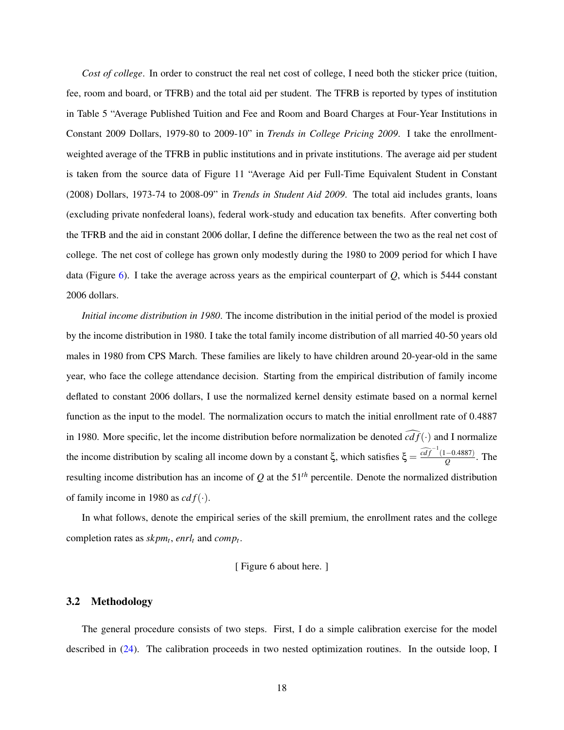*Cost of college*. In order to construct the real net cost of college, I need both the sticker price (tuition, fee, room and board, or TFRB) and the total aid per student. The TFRB is reported by types of institution in Table 5 "Average Published Tuition and Fee and Room and Board Charges at Four-Year Institutions in Constant 2009 Dollars, 1979-80 to 2009-10" in *Trends in College Pricing 2009*. I take the enrollment-weighted average of the TFRB in public institutions and in private institutions. The average aid per student is taken from the source data of Figure 11 "Average Aid per Full-Time Equivalent Student in Constant (2008) Dollars, 1973-74 to 2008-09" in *Trends in Student Aid 2009*. The total aid includes grants, loans (excluding private nonfederal loans), federal work-study and education tax benefits. After converting both the TFRB and the aid in constant 2006 dollar, I define the difference between the two as the real net cost of college. The net cost of college has grown only modestly during the 1980 to 2009 period for which I have data (Figure 6). I take the average across years as the empirical counterpart of $Q$, which is 5444 constant 2006 dollars.

*Initial income distribution in 1980*. The income distribution in the initial period of the model is proxied by the income distribution in 1980. I take the total family income distribution of all married 40-50 years old males in 1980 from CPS March. These families are likely to have children around 20-year-old in the same year, who face the college attendance decision. Starting from the empirical distribution of family income deflated to constant 2006 dollars, I use the normalized kernel density estimate based on a normal kernel function as the input to the model. The normalization occurs to match the initial enrollment rate of 0.4887 in 1980. More specific, let the income distribution before normalization be denoted $\widehat{cdf}(\cdot)$ and I normalize the income distribution by scaling all income down by a constant $\xi$, which satisfies $\xi = \frac{\widehat{cdf}^{-1}(1-0.4887)}{Q}$. The resulting income distribution has an income of $Q$ at the $51^{th}$ percentile. Denote the normalized distribution of family income in 1980 as $cdf(\cdot)$.

In what follows, denote the empirical series of the skill premium, the enrollment rates and the college completion rates as $skpm_t$, $enrl_t$ and $comp_t$.

[ Figure 6 about here. ]

## 3.2 Methodology

The general procedure consists of two steps. First, I do a simple calibration exercise for the model described in (24). The calibration proceeds in two nested optimization routines. In the outside loop, I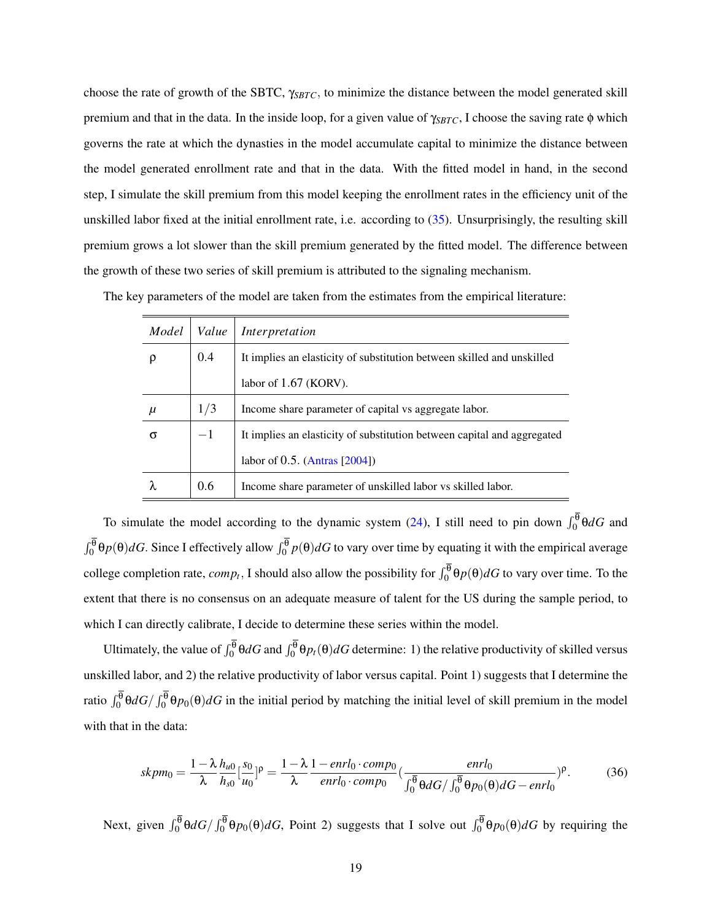choose the rate of growth of the SBTC, $\gamma_{SBTC}$, to minimize the distance between the model generated skill premium and that in the data. In the inside loop, for a given value of $\gamma_{SBTC}$, I choose the saving rate $\phi$ which governs the rate at which the dynasties in the model accumulate capital to minimize the distance between the model generated enrollment rate and that in the data. With the fitted model in hand, in the second step, I simulate the skill premium from this model keeping the enrollment rates in the efficiency unit of the unskilled labor fixed at the initial enrollment rate, i.e. according to (35). Unsurprisingly, the resulting skill premium grows a lot slower than the skill premium generated by the fitted model. The difference between the growth of these two series of skill premium is attributed to the signaling mechanism.

The key parameters of the model are taken from the estimates from the empirical literature:

| *Model* | *Value* | *Interpretation* |
|---|---|---|
| $\rho$ | 0.4 | It implies an elasticity of substitution between skilled and unskilled labor of 1.67 (KORV). |
| $\mu$ | $1/3$ | Income share parameter of capital vs aggregate labor. |
| $\sigma$ | $-1$ | It implies an elasticity of substitution between capital and aggregated labor of 0.5. (Antras [2004]) |
| $\lambda$ | 0.6 | Income share parameter of unskilled labor vs skilled labor. |

To simulate the model according to the dynamic system (24), I still need to pin down $\int_0^{\overline{\theta}} \theta dG$ and $\int_0^{\overline{\theta}} \theta p(\theta) dG$. Since I effectively allow $\int_0^{\overline{\theta}} p(\theta) dG$ to vary over time by equating it with the empirical average college completion rate, $comp_t$, I should also allow the possibility for $\int_0^{\overline{\theta}} \theta p(\theta) dG$ to vary over time. To the extent that there is no consensus on an adequate measure of talent for the US during the sample period, to which I can directly calibrate, I decide to determine these series within the model.

Ultimately, the value of $\int_0^{\overline{\theta}} \theta dG$ and $\int_0^{\overline{\theta}} \theta p_t(\theta) dG$ determine: 1) the relative productivity of skilled versus unskilled labor, and 2) the relative productivity of labor versus capital. Point 1) suggests that I determine the ratio $\int_0^{\overline{\theta}} \theta dG / \int_0^{\overline{\theta}} \theta p_0(\theta) dG$ in the initial period by matching the initial level of skill premium in the model with that in the data:

$$skpm_0 = \frac{1-\lambda}{\lambda} \frac{h_{u0}}{h_{s0}} \left[\frac{s_0}{u_0}\right]^{\rho} = \frac{1-\lambda}{\lambda} \frac{1 - enrl_0 \cdot comp_0}{enrl_0 \cdot comp_0} \left(\frac{enrl_0}{\int_0^{\overline{\theta}} \theta dG / \int_0^{\overline{\theta}} \theta p_0(\theta) dG - enrl_0}\right)^{\rho}. \tag{36}$$

Next, given $\int_0^{\overline{\theta}} \theta dG / \int_0^{\overline{\theta}} \theta p_0(\theta) dG$, Point 2) suggests that I solve out $\int_0^{\overline{\theta}} \theta p_0(\theta) dG$ by requiring the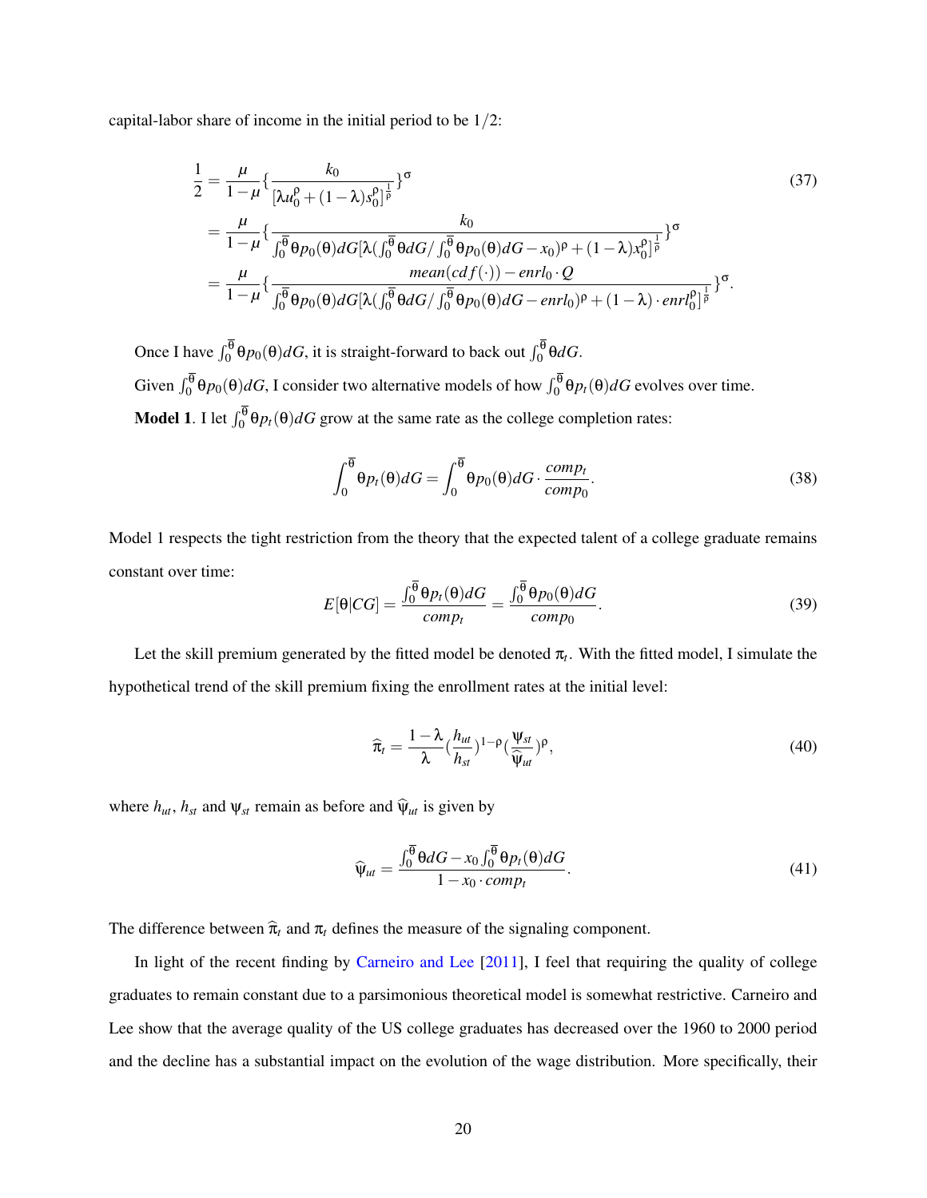capital-labor share of income in the initial period to be 1/2:

$$
\begin{aligned}
\frac{1}{2} &= \frac{\mu}{1-\mu}\{\frac{k_0}{[\lambda u_0^{\rho}+(1-\lambda)s_0^{\rho}]^{\frac{1}{\rho}}}\}^{\sigma} \\
&= \frac{\mu}{1-\mu}\{\frac{k_0}{\int_0^{\overline{\theta}}\theta p_0(\theta)dG[\lambda(\int_0^{\overline{\theta}}\theta dG/\int_0^{\overline{\theta}}\theta p_0(\theta)dG - x_0)^{\rho}+(1-\lambda)x_0^{\rho}]^{\frac{1}{\rho}}}\}^{\sigma} \\
&= \frac{\mu}{1-\mu}\{\frac{mean(cdf(\cdot)) - enrl_0 \cdot Q}{\int_0^{\overline{\theta}}\theta p_0(\theta)dG[\lambda(\int_0^{\overline{\theta}}\theta dG/\int_0^{\overline{\theta}}\theta p_0(\theta)dG - enrl_0)^{\rho}+(1-\lambda)\cdot enrl_0^{\rho}]^{\frac{1}{\rho}}}\}^{\sigma}.
\end{aligned}
\tag{37}
$$

Once I have $\int_0^{\overline{\theta}}\theta p_0(\theta)dG$, it is straight-forward to back out $\int_0^{\overline{\theta}}\theta dG$.

Given $\int_0^{\overline{\theta}}\theta p_0(\theta)dG$, I consider two alternative models of how $\int_0^{\overline{\theta}}\theta p_t(\theta)dG$ evolves over time.

**Model 1**. I let $\int_0^{\overline{\theta}}\theta p_t(\theta)dG$ grow at the same rate as the college completion rates:

$$
\int_0^{\overline{\theta}}\theta p_t(\theta)dG = \int_0^{\overline{\theta}}\theta p_0(\theta)dG \cdot \frac{comp_t}{comp_0}. \tag{38}
$$

Model 1 respects the tight restriction from the theory that the expected talent of a college graduate remains constant over time:

$$
E[\theta|CG] = \frac{\int_0^{\overline{\theta}}\theta p_t(\theta)dG}{comp_t} = \frac{\int_0^{\overline{\theta}}\theta p_0(\theta)dG}{comp_0}. \tag{39}
$$

Let the skill premium generated by the fitted model be denoted $\pi_t$. With the fitted model, I simulate the hypothetical trend of the skill premium fixing the enrollment rates at the initial level:

$$
\widehat{\pi}_t = \frac{1-\lambda}{\lambda}(\frac{h_{ut}}{h_{st}})^{1-\rho}(\frac{\psi_{st}}{\widehat{\psi}_{ut}})^{\rho}, \tag{40}
$$

where $h_{ut}$, $h_{st}$ and $\psi_{st}$ remain as before and $\widehat{\psi}_{ut}$ is given by

$$
\widehat{\psi}_{ut} = \frac{\int_0^{\overline{\theta}}\theta dG - x_0\int_0^{\overline{\theta}}\theta p_t(\theta)dG}{1 - x_0 \cdot comp_t}. \tag{41}
$$

The difference between $\widehat{\pi}_t$ and $\pi_t$ defines the measure of the signaling component.

In light of the recent finding by Carneiro and Lee [2011], I feel that requiring the quality of college graduates to remain constant due to a parsimonious theoretical model is somewhat restrictive. Carneiro and Lee show that the average quality of the US college graduates has decreased over the 1960 to 2000 period and the decline has a substantial impact on the evolution of the wage distribution. More specifically, their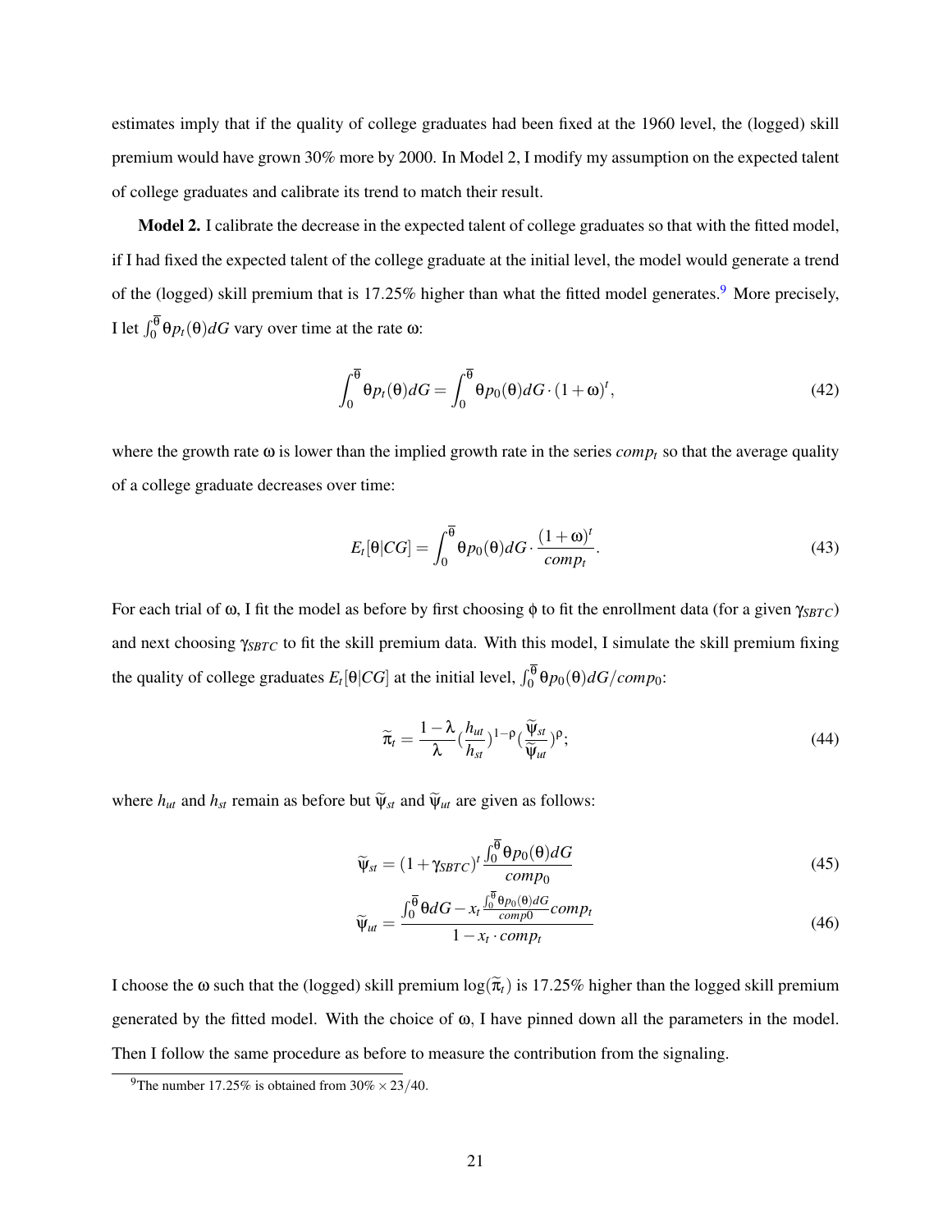estimates imply that if the quality of college graduates had been fixed at the 1960 level, the (logged) skill premium would have grown 30% more by 2000. In Model 2, I modify my assumption on the expected talent of college graduates and calibrate its trend to match their result.

**Model 2.** I calibrate the decrease in the expected talent of college graduates so that with the fitted model, if I had fixed the expected talent of the college graduate at the initial level, the model would generate a trend of the (logged) skill premium that is 17.25% higher than what the fitted model generates.[9] More precisely, I let $\int_0^{\overline{\theta}} \theta p_t(\theta) dG$ vary over time at the rate $\omega$:

$$\int_0^{\overline{\theta}} \theta p_t(\theta) dG = \int_0^{\overline{\theta}} \theta p_0(\theta) dG \cdot (1+\omega)^t, \tag{42}$$

where the growth rate $\omega$ is lower than the implied growth rate in the series $comp_t$ so that the average quality of a college graduate decreases over time:

$$E_t[\theta|CG] = \int_0^{\overline{\theta}} \theta p_0(\theta) dG \cdot \frac{(1+\omega)^t}{comp_t}. \tag{43}$$

For each trial of $\omega$, I fit the model as before by first choosing $\phi$ to fit the enrollment data (for a given $\gamma_{SBTC}$) and next choosing $\gamma_{SBTC}$ to fit the skill premium data. With this model, I simulate the skill premium fixing the quality of college graduates $E_t[\theta|CG]$ at the initial level, $\int_0^{\overline{\theta}} \theta p_0(\theta) dG / comp_0$:

$$\widetilde{\pi}_t = \frac{1-\lambda}{\lambda} \left(\frac{h_{ut}}{h_{st}}\right)^{1-\rho} \left(\frac{\widetilde{\psi}_{st}}{\widetilde{\psi}_{ut}}\right)^{\rho}; \tag{44}$$

where $h_{ut}$ and $h_{st}$ remain as before but $\widetilde{\psi}_{st}$ and $\widetilde{\psi}_{ut}$ are given as follows:

$$\widetilde{\psi}_{st} = (1+\gamma_{SBTC})^t \frac{\int_0^{\overline{\theta}} \theta p_0(\theta) dG}{comp_0} \tag{45}$$

$$\widetilde{\psi}_{ut} = \frac{\int_0^{\overline{\theta}} \theta dG - x_t \frac{\int_0^{\overline{\theta}} \theta p_0(\theta) dG}{comp0} comp_t}{1 - x_t \cdot comp_t} \tag{46}$$

I choose the $\omega$ such that the (logged) skill premium $\log(\widetilde{\pi}_t)$ is 17.25% higher than the logged skill premium generated by the fitted model. With the choice of $\omega$, I have pinned down all the parameters in the model. Then I follow the same procedure as before to measure the contribution from the signaling.

[9] The number 17.25% is obtained from $30\% \times 23/40$.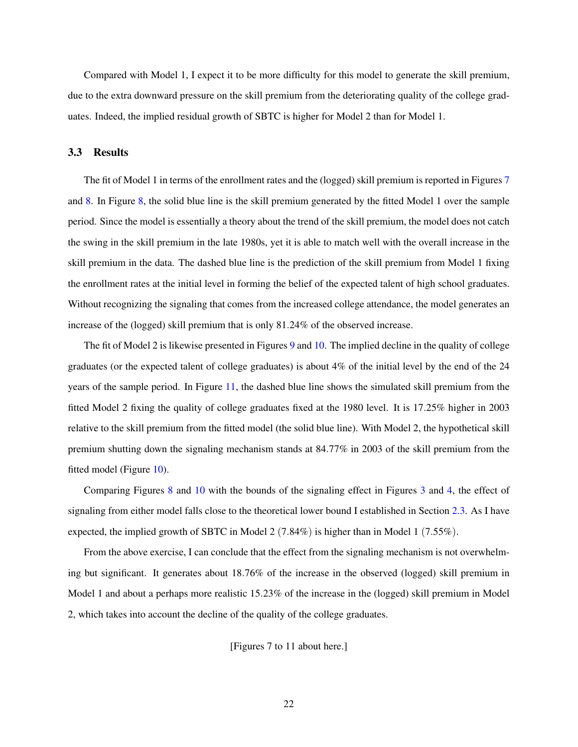Compared with Model 1, I expect it to be more difficulty for this model to generate the skill premium, due to the extra downward pressure on the skill premium from the deteriorating quality of the college graduates. Indeed, the implied residual growth of SBTC is higher for Model 2 than for Model 1.

### 3.3 Results

The fit of Model 1 in terms of the enrollment rates and the (logged) skill premium is reported in Figures 7 and 8. In Figure 8, the solid blue line is the skill premium generated by the fitted Model 1 over the sample period. Since the model is essentially a theory about the trend of the skill premium, the model does not catch the swing in the skill premium in the late 1980s, yet it is able to match well with the overall increase in the skill premium in the data. The dashed blue line is the prediction of the skill premium from Model 1 fixing the enrollment rates at the initial level in forming the belief of the expected talent of high school graduates. Without recognizing the signaling that comes from the increased college attendance, the model generates an increase of the (logged) skill premium that is only 81.24% of the observed increase.

The fit of Model 2 is likewise presented in Figures 9 and 10. The implied decline in the quality of college graduates (or the expected talent of college graduates) is about 4% of the initial level by the end of the 24 years of the sample period. In Figure 11, the dashed blue line shows the simulated skill premium from the fitted Model 2 fixing the quality of college graduates fixed at the 1980 level. It is 17.25% higher in 2003 relative to the skill premium from the fitted model (the solid blue line). With Model 2, the hypothetical skill premium shutting down the signaling mechanism stands at 84.77% in 2003 of the skill premium from the fitted model (Figure 10).

Comparing Figures 8 and 10 with the bounds of the signaling effect in Figures 3 and 4, the effect of signaling from either model falls close to the theoretical lower bound I established in Section 2.3. As I have expected, the implied growth of SBTC in Model 2 (7.84%) is higher than in Model 1 (7.55%).

From the above exercise, I can conclude that the effect from the signaling mechanism is not overwhelming but significant. It generates about 18.76% of the increase in the observed (logged) skill premium in Model 1 and about a perhaps more realistic 15.23% of the increase in the (logged) skill premium in Model 2, which takes into account the decline of the quality of the college graduates.

[Figures 7 to 11 about here.]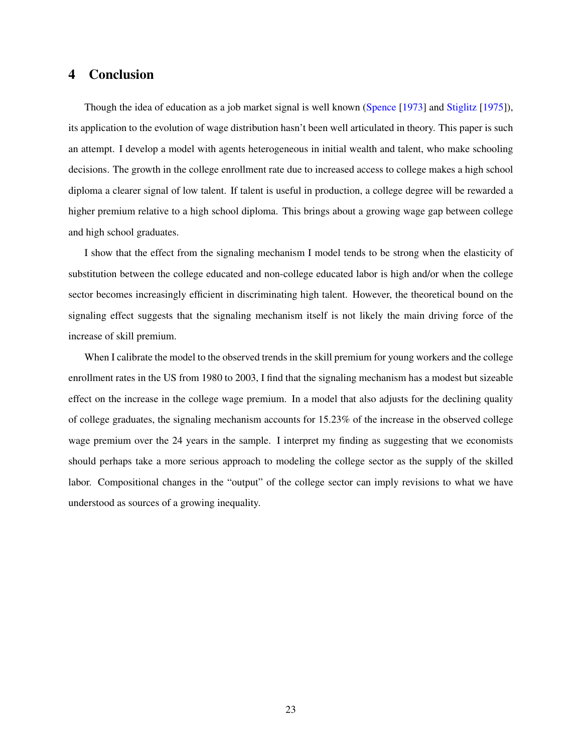## 4 Conclusion

Though the idea of education as a job market signal is well known (Spence [1973] and Stiglitz [1975]), its application to the evolution of wage distribution hasn't been well articulated in theory. This paper is such an attempt. I develop a model with agents heterogeneous in initial wealth and talent, who make schooling decisions. The growth in the college enrollment rate due to increased access to college makes a high school diploma a clearer signal of low talent. If talent is useful in production, a college degree will be rewarded a higher premium relative to a high school diploma. This brings about a growing wage gap between college and high school graduates.

I show that the effect from the signaling mechanism I model tends to be strong when the elasticity of substitution between the college educated and non-college educated labor is high and/or when the college sector becomes increasingly efficient in discriminating high talent. However, the theoretical bound on the signaling effect suggests that the signaling mechanism itself is not likely the main driving force of the increase of skill premium.

When I calibrate the model to the observed trends in the skill premium for young workers and the college enrollment rates in the US from 1980 to 2003, I find that the signaling mechanism has a modest but sizeable effect on the increase in the college wage premium. In a model that also adjusts for the declining quality of college graduates, the signaling mechanism accounts for 15.23% of the increase in the observed college wage premium over the 24 years in the sample. I interpret my finding as suggesting that we economists should perhaps take a more serious approach to modeling the college sector as the supply of the skilled labor. Compositional changes in the "output" of the college sector can imply revisions to what we have understood as sources of a growing inequality.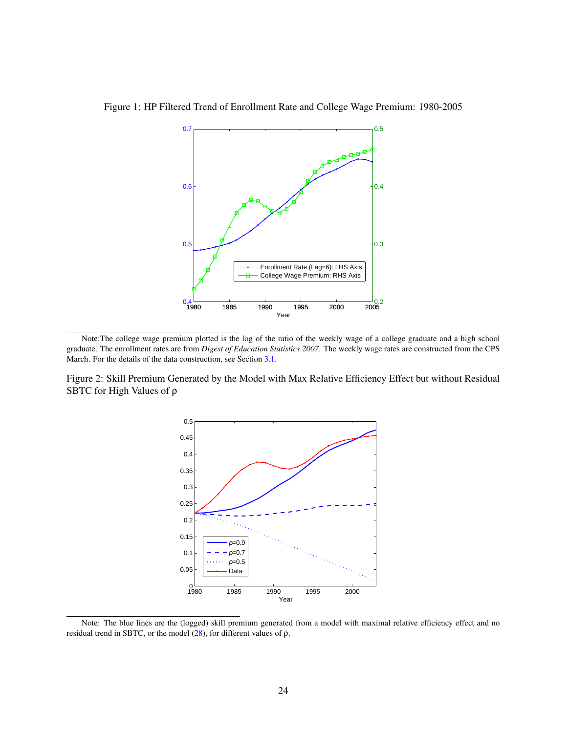Figure 1: HP Filtered Trend of Enrollment Rate and College Wage Premium: 1980-2005

Note:The college wage premium plotted is the log of the ratio of the weekly wage of a college graduate and a high school graduate. The enrollment rates are from *Digest of Education Statistics 2007*. The weekly wage rates are constructed from the CPS March. For the details of the data construction, see Section 3.1.

Figure 2: Skill Premium Generated by the Model with Max Relative Efficiency Effect but without Residual SBTC for High Values of ρ

Note: The blue lines are the (logged) skill premium generated from a model with maximal relative efficiency effect and no residual trend in SBTC, or the model (28), for different values of $\rho$.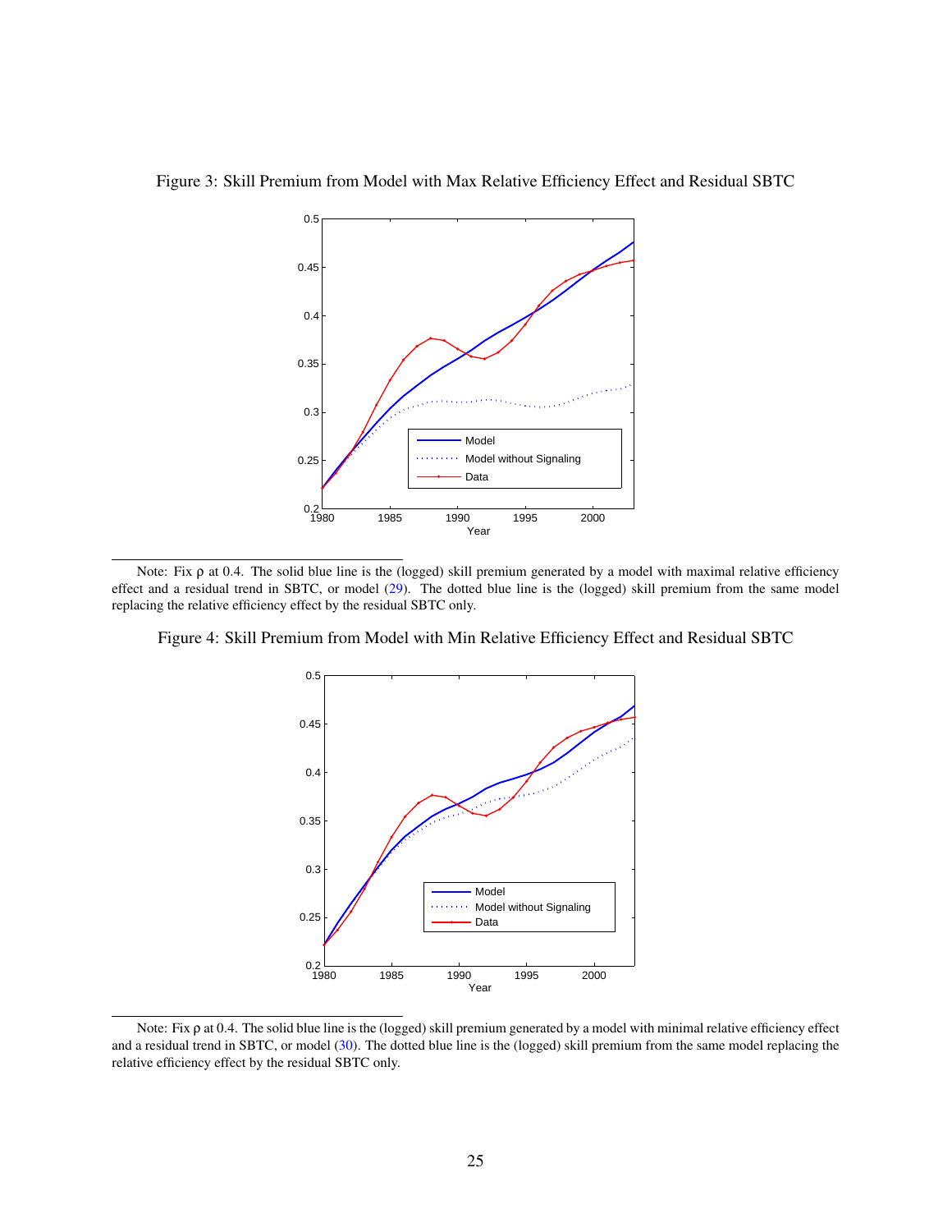Figure 3: Skill Premium from Model with Max Relative Efficiency Effect and Residual SBTC

Note: Fix ρ at 0.4. The solid blue line is the (logged) skill premium generated by a model with maximal relative efficiency effect and a residual trend in SBTC, or model (29). The dotted blue line is the (logged) skill premium from the same model replacing the relative efficiency effect by the residual SBTC only.

Figure 4: Skill Premium from Model with Min Relative Efficiency Effect and Residual SBTC

Note: Fix ρ at 0.4. The solid blue line is the (logged) skill premium generated by a model with minimal relative efficiency effect and a residual trend in SBTC, or model (30). The dotted blue line is the (logged) skill premium from the same model replacing the relative efficiency effect by the residual SBTC only.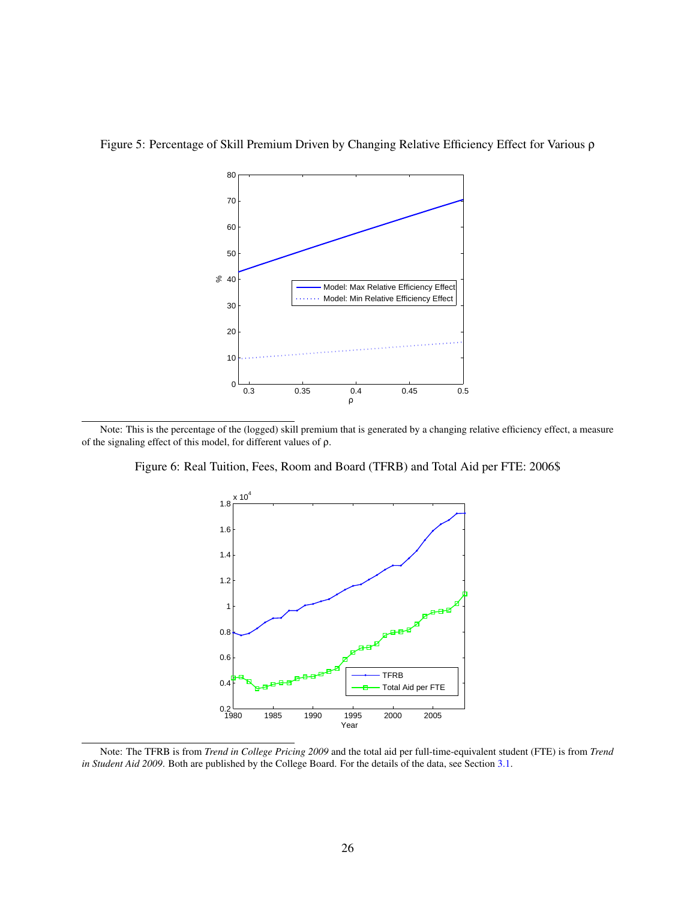Figure 5: Percentage of Skill Premium Driven by Changing Relative Efficiency Effect for Various ρ

Note: This is the percentage of the (logged) skill premium that is generated by a changing relative efficiency effect, a measure of the signaling effect of this model, for different values of ρ.

Figure 6: Real Tuition, Fees, Room and Board (TFRB) and Total Aid per FTE: 2006$

Note: The TFRB is from *Trend in College Pricing 2009* and the total aid per full-time-equivalent student (FTE) is from *Trend in Student Aid 2009*. Both are published by the College Board. For the details of the data, see Section 3.1.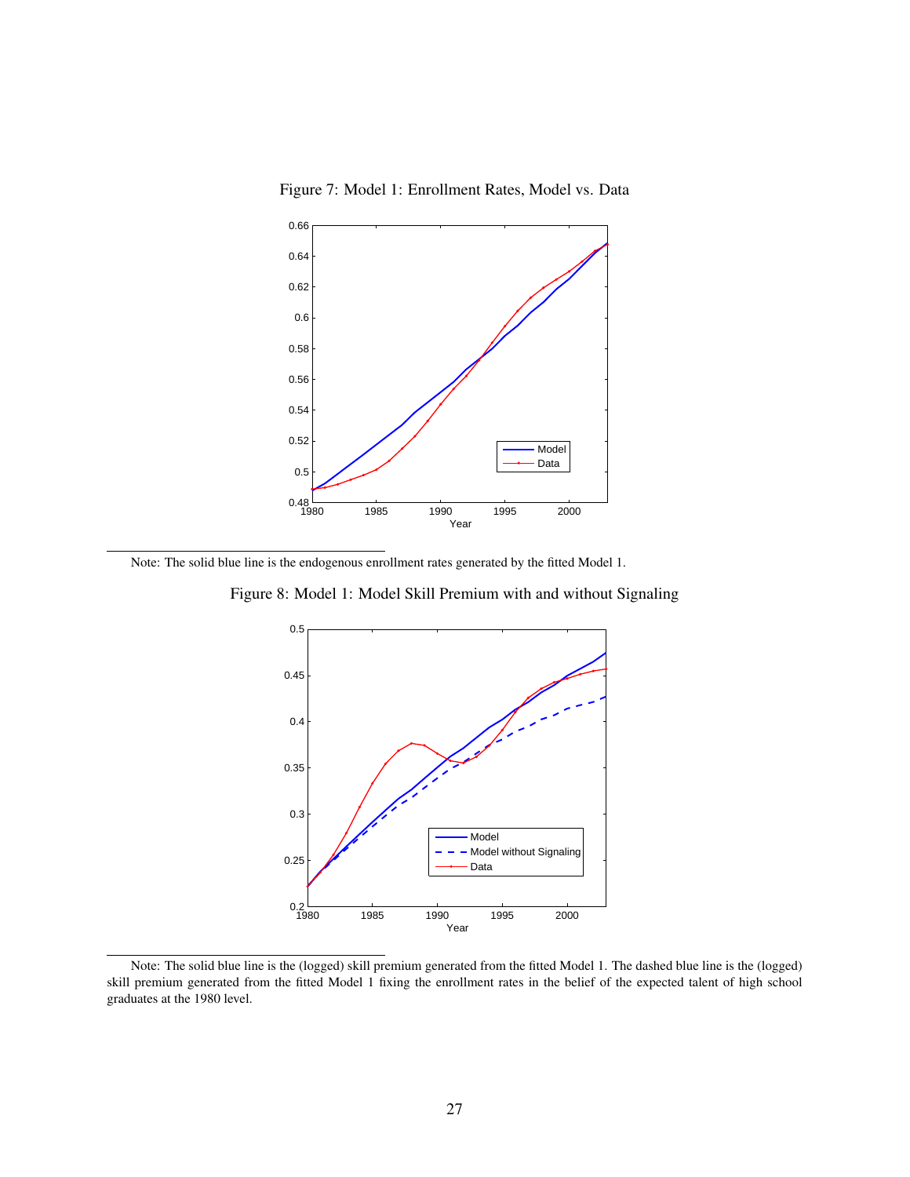Figure 7: Model 1: Enrollment Rates, Model vs. Data

Note: The solid blue line is the endogenous enrollment rates generated by the fitted Model 1.

Figure 8: Model 1: Model Skill Premium with and without Signaling

Note: The solid blue line is the (logged) skill premium generated from the fitted Model 1. The dashed blue line is the (logged) skill premium generated from the fitted Model 1 fixing the enrollment rates in the belief of the expected talent of high school graduates at the 1980 level.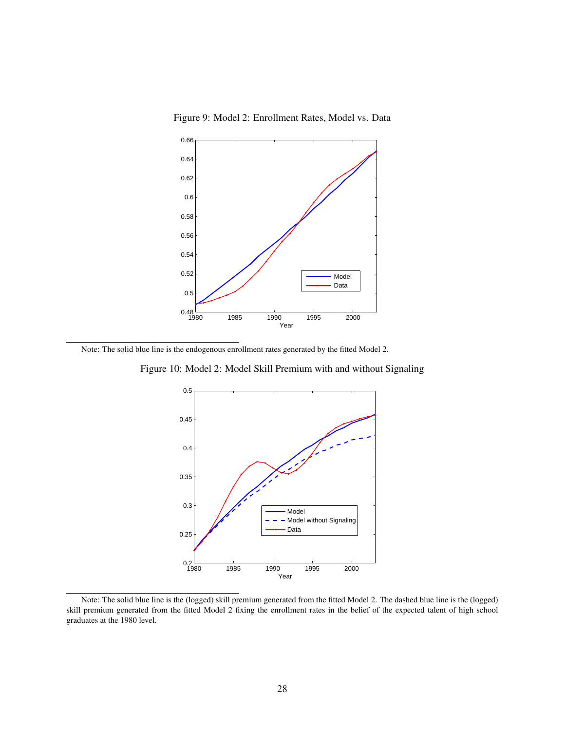Figure 9: Model 2: Enrollment Rates, Model vs. Data

Note: The solid blue line is the endogenous enrollment rates generated by the fitted Model 2.

Figure 10: Model 2: Model Skill Premium with and without Signaling

Note: The solid blue line is the (logged) skill premium generated from the fitted Model 2. The dashed blue line is the (logged) skill premium generated from the fitted Model 2 fixing the enrollment rates in the belief of the expected talent of high school graduates at the 1980 level.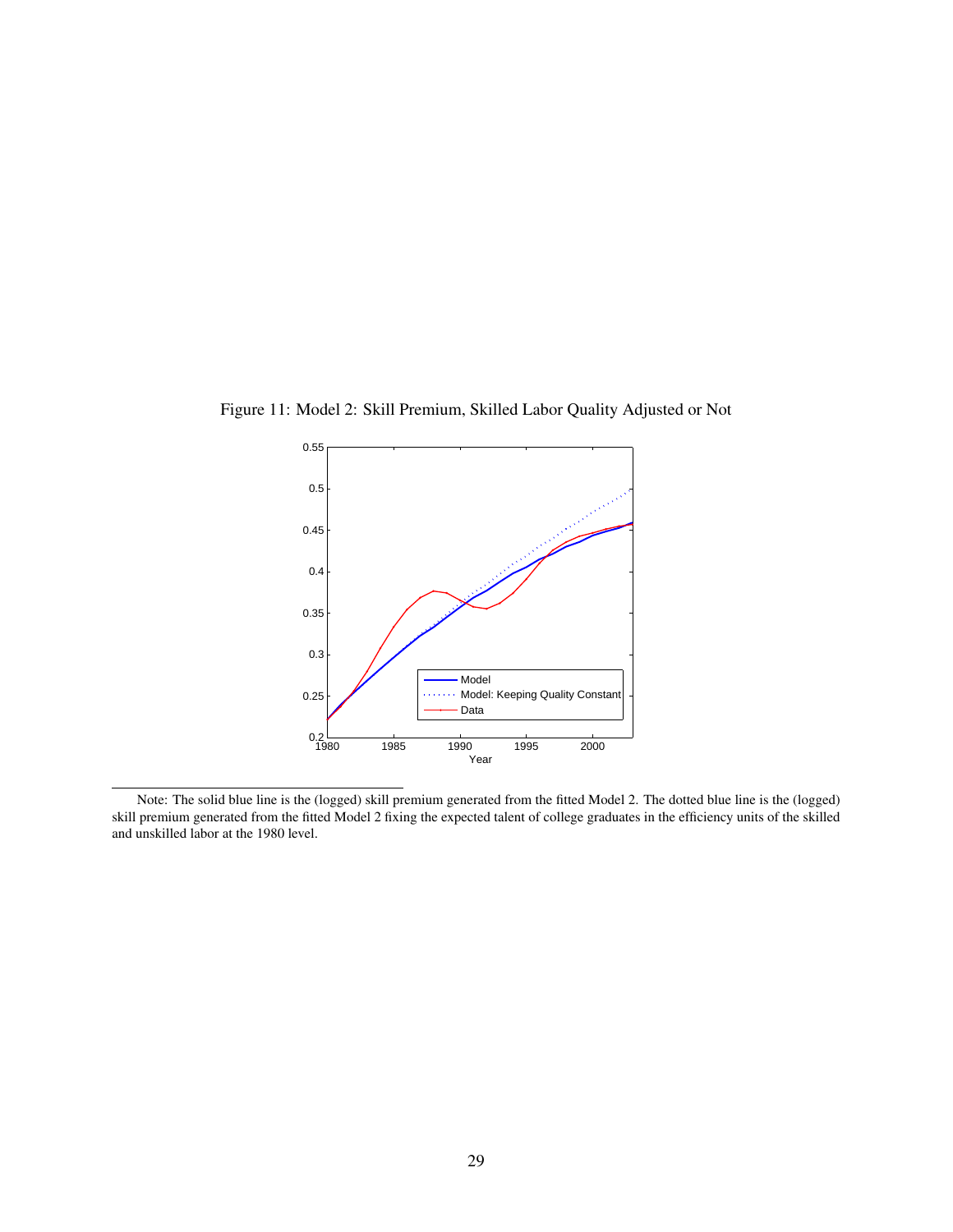Figure 11: Model 2: Skill Premium, Skilled Labor Quality Adjusted or Not

Note: The solid blue line is the (logged) skill premium generated from the fitted Model 2. The dotted blue line is the (logged) skill premium generated from the fitted Model 2 fixing the expected talent of college graduates in the efficiency units of the skilled and unskilled labor at the 1980 level.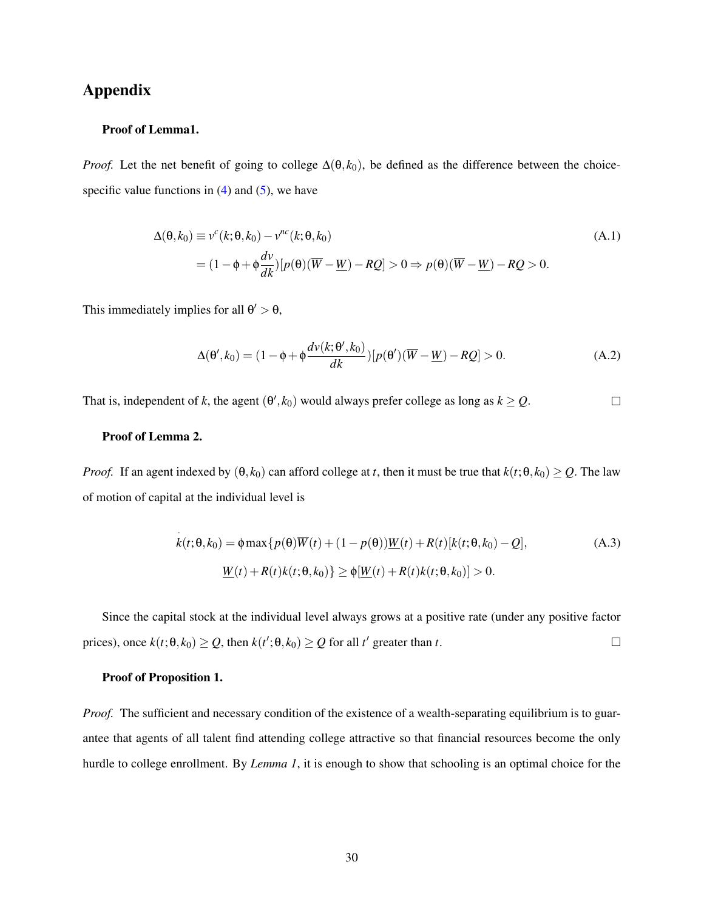## Appendix

### Proof of Lemma1.

*Proof.* Let the net benefit of going to college $\Delta(\theta, k_0)$, be defined as the difference between the choice-specific value functions in (4) and (5), we have

$$\begin{aligned}\Delta(\theta, k_0) &\equiv v^c(k;\theta,k_0) - v^{nc}(k;\theta,k_0) \\ &= (1-\phi+\phi\frac{dv}{dk})[p(\theta)(\overline{W}-\underline{W}) - RQ] > 0 \Rightarrow p(\theta)(\overline{W}-\underline{W}) - RQ > 0.\end{aligned} \tag{A.1}$$

This immediately implies for all $\theta' > \theta$,

$$\Delta(\theta', k_0) = (1-\phi+\phi\frac{dv(k;\theta',k_0)}{dk})[p(\theta')(\overline{W}-\underline{W}) - RQ] > 0. \tag{A.2}$$

That is, independent of $k$, the agent $(\theta', k_0)$ would always prefer college as long as $k \geq Q$. $\square$

### Proof of Lemma 2.

*Proof.* If an agent indexed by $(\theta, k_0)$ can afford college at $t$, then it must be true that $k(t;\theta,k_0) \geq Q$. The law of motion of capital at the individual level is

$$\begin{aligned}\dot{k}(t;\theta,k_0) = \phi \max\{&p(\theta)\overline{W}(t) + (1-p(\theta))\underline{W}(t) + R(t)[k(t;\theta,k_0) - Q], \\ &\underline{W}(t) + R(t)k(t;\theta,k_0)\} \geq \phi[\underline{W}(t) + R(t)k(t;\theta,k_0)] > 0.\end{aligned} \tag{A.3}$$

Since the capital stock at the individual level always grows at a positive rate (under any positive factor prices), once $k(t;\theta,k_0) \geq Q$, then $k(t';\theta,k_0) \geq Q$ for all $t'$ greater than $t$. $\square$

### Proof of Proposition 1.

*Proof.* The sufficient and necessary condition of the existence of a wealth-separating equilibrium is to guarantee that agents of all talent find attending college attractive so that financial resources become the only hurdle to college enrollment. By *Lemma 1*, it is enough to show that schooling is an optimal choice for the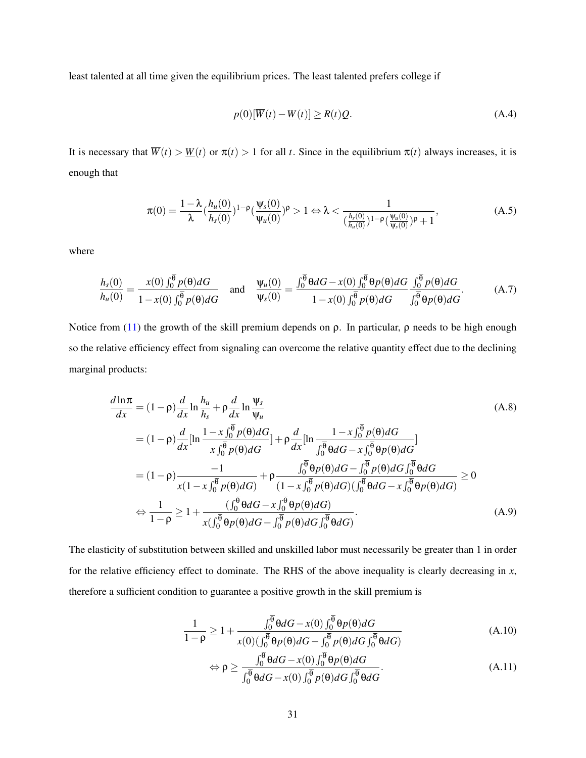least talented at all time given the equilibrium prices. The least talented prefers college if

$$p(0)[\overline{W}(t) - \underline{W}(t)] \geq R(t)Q. \tag{A.4}$$

It is necessary that $\overline{W}(t) > \underline{W}(t)$ or $\pi(t) > 1$ for all $t$. Since in the equilibrium $\pi(t)$ always increases, it is enough that

$$\pi(0) = \frac{1-\lambda}{\lambda}(\frac{h_u(0)}{h_s(0)})^{1-\rho}(\frac{\psi_s(0)}{\psi_u(0)})^{\rho} > 1 \Leftrightarrow \lambda < \frac{1}{(\frac{h_s(0)}{h_u(0)})^{1-\rho}(\frac{\psi_u(0)}{\psi_s(0)})^{\rho} + 1}, \tag{A.5}$$

where

$$\frac{h_s(0)}{h_u(0)} = \frac{x(0)\int_0^{\overline{\theta}} p(\theta)dG}{1 - x(0)\int_0^{\overline{\theta}} p(\theta)dG} \quad \text{and} \quad \frac{\psi_u(0)}{\psi_s(0)} = \frac{\int_0^{\overline{\theta}} \theta dG - x(0)\int_0^{\overline{\theta}} \theta p(\theta)dG}{1 - x(0)\int_0^{\overline{\theta}} p(\theta)dG} \frac{\int_0^{\overline{\theta}} p(\theta)dG}{\int_0^{\overline{\theta}} \theta p(\theta)dG}. \tag{A.7}$$

Notice from (11) the growth of the skill premium depends on $\rho$. In particular, $\rho$ needs to be high enough so the relative efficiency effect from signaling can overcome the relative quantity effect due to the declining marginal products:

$$\begin{aligned}
\frac{d\ln\pi}{dx} &= (1-\rho)\frac{d}{dx}\ln\frac{h_u}{h_s} + \rho\frac{d}{dx}\ln\frac{\psi_s}{\psi_u} && \text{(A.8)} \\
&= (1-\rho)\frac{d}{dx}[\ln\frac{1 - x\int_0^{\overline{\theta}} p(\theta)dG}{x\int_0^{\overline{\theta}} p(\theta)dG}] + \rho\frac{d}{dx}[\ln\frac{1 - x\int_0^{\overline{\theta}} p(\theta)dG}{\int_0^{\overline{\theta}} \theta dG - x\int_0^{\overline{\theta}} \theta p(\theta)dG}] \\
&= (1-\rho)\frac{-1}{x(1 - x\int_0^{\overline{\theta}} p(\theta)dG)} + \rho\frac{\int_0^{\overline{\theta}} \theta p(\theta)dG - \int_0^{\overline{\theta}} p(\theta)dG\int_0^{\overline{\theta}} \theta dG}{(1 - x\int_0^{\overline{\theta}} p(\theta)dG)(\int_0^{\overline{\theta}} \theta dG - x\int_0^{\overline{\theta}} \theta p(\theta)dG)} \geq 0 \\
&\Leftrightarrow \frac{1}{1-\rho} \geq 1 + \frac{(\int_0^{\overline{\theta}} \theta dG - x\int_0^{\overline{\theta}} \theta p(\theta)dG)}{x(\int_0^{\overline{\theta}} \theta p(\theta)dG - \int_0^{\overline{\theta}} p(\theta)dG\int_0^{\overline{\theta}} \theta dG)}. && \text{(A.9)}
\end{aligned}$$

The elasticity of substitution between skilled and unskilled labor must necessarily be greater than 1 in order for the relative efficiency effect to dominate. The RHS of the above inequality is clearly decreasing in $x$, therefore a sufficient condition to guarantee a positive growth in the skill premium is

$$\frac{1}{1-\rho} \geq 1 + \frac{\int_0^{\overline{\theta}} \theta dG - x(0)\int_0^{\overline{\theta}} \theta p(\theta)dG}{x(0)(\int_0^{\overline{\theta}} \theta p(\theta)dG - \int_0^{\overline{\theta}} p(\theta)dG\int_0^{\overline{\theta}} \theta dG)} \tag{A.10}$$

$$\Leftrightarrow \rho \geq \frac{\int_0^{\overline{\theta}} \theta dG - x(0)\int_0^{\overline{\theta}} \theta p(\theta)dG}{\int_0^{\overline{\theta}} \theta dG - x(0)\int_0^{\overline{\theta}} p(\theta)dG\int_0^{\overline{\theta}} \theta dG}. \tag{A.11}$$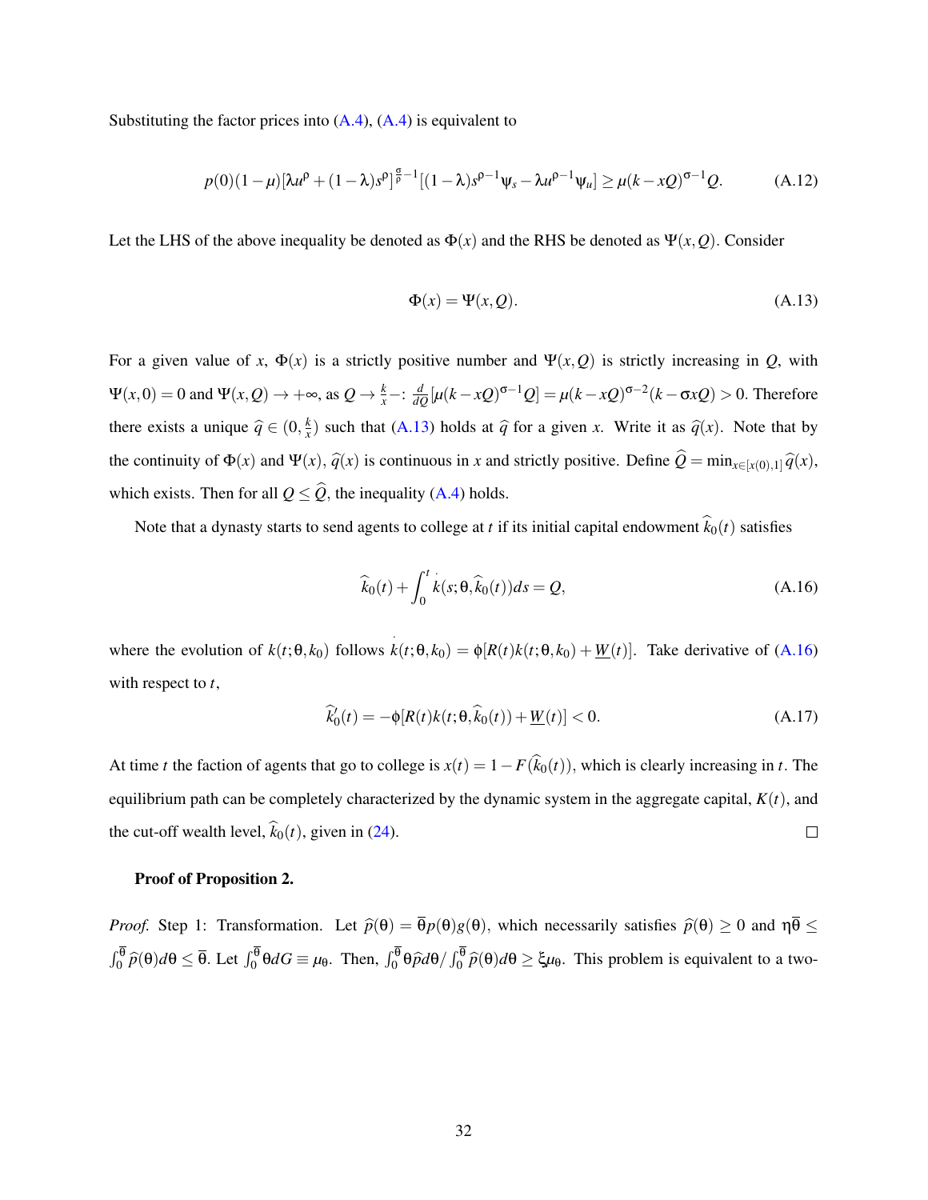Substituting the factor prices into (A.4), (A.4) is equivalent to

$$p(0)(1-\mu)[\lambda u^{\rho}+(1-\lambda)s^{\rho}]^{\frac{\sigma}{\rho}-1}[(1-\lambda)s^{\rho-1}\psi_s-\lambda u^{\rho-1}\psi_u]\geq \mu(k-xQ)^{\sigma-1}Q. \tag{A.12}$$

Let the LHS of the above inequality be denoted as $\Phi(x)$ and the RHS be denoted as $\Psi(x,Q)$. Consider

$$\Phi(x)=\Psi(x,Q). \tag{A.13}$$

For a given value of $x$, $\Phi(x)$ is a strictly positive number and $\Psi(x,Q)$ is strictly increasing in $Q$, with $\Psi(x,0)=0$ and $\Psi(x,Q)\to+\infty$, as $Q\to\frac{k}{x}-$: $\frac{d}{dQ}[\mu(k-xQ)^{\sigma-1}Q]=\mu(k-xQ)^{\sigma-2}(k-\sigma xQ)>0$. Therefore there exists a unique $\widehat{q}\in(0,\frac{k}{x})$ such that (A.13) holds at $\widehat{q}$ for a given $x$. Write it as $\widehat{q}(x)$. Note that by the continuity of $\Phi(x)$ and $\Psi(x)$, $\widehat{q}(x)$ is continuous in $x$ and strictly positive. Define $\widehat{Q}=\min_{x\in[x(0),1]}\widehat{q}(x)$, which exists. Then for all $Q\leq\widehat{Q}$, the inequality (A.4) holds.

Note that a dynasty starts to send agents to college at $t$ if its initial capital endowment $\widehat{k}_0(t)$ satisfies

$$\widehat{k}_0(t)+\int_0^t\dot{k}(s;\theta,\widehat{k}_0(t))ds=Q, \tag{A.16}$$

where the evolution of $k(t;\theta,k_0)$ follows $\dot{k}(t;\theta,k_0)=\phi[R(t)k(t;\theta,k_0)+\underline{W}(t)]$. Take derivative of (A.16) with respect to $t$,

$$\widehat{k}_0'(t)=-\phi[R(t)k(t;\theta,\widehat{k}_0(t))+\underline{W}(t)]<0. \tag{A.17}$$

At time $t$ the faction of agents that go to college is $x(t)=1-F(\widehat{k}_0(t))$, which is clearly increasing in $t$. The equilibrium path can be completely characterized by the dynamic system in the aggregate capital, $K(t)$, and the cut-off wealth level, $\widehat{k}_0(t)$, given in (24). □

**Proof of Proposition 2.**

*Proof.* Step 1: Transformation. Let $\widehat{p}(\theta)=\overline{\theta}p(\theta)g(\theta)$, which necessarily satisfies $\widehat{p}(\theta)\geq0$ and $\eta\overline{\theta}\leq\int_0^{\overline{\theta}}\widehat{p}(\theta)d\theta\leq\overline{\theta}$. Let $\int_0^{\overline{\theta}}\theta dG\equiv\mu_\theta$. Then, $\int_0^{\overline{\theta}}\theta\widehat{p}d\theta/\int_0^{\overline{\theta}}\widehat{p}(\theta)d\theta\geq\xi\mu_\theta$. This problem is equivalent to a two-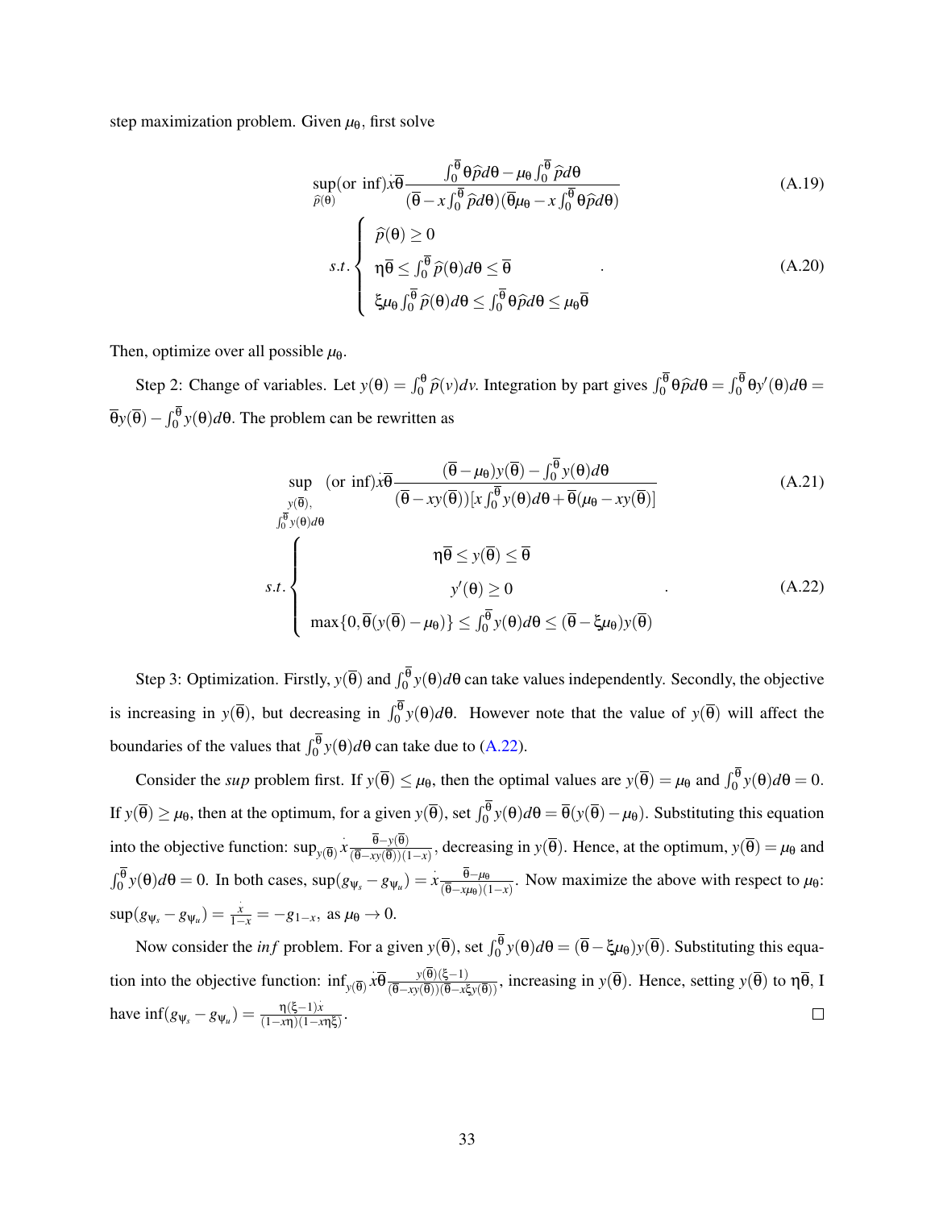step maximization problem. Given $\mu_\theta$, first solve

$$\sup_{\widehat{p}(\theta)}(\text{or } \inf)\dot{x}\overline{\theta}\frac{\int_0^{\overline{\theta}}\theta\widehat{p}d\theta-\mu_\theta\int_0^{\overline{\theta}}\widehat{p}d\theta}{(\overline{\theta}-x\int_0^{\overline{\theta}}\widehat{p}d\theta)(\overline{\theta}\mu_\theta-x\int_0^{\overline{\theta}}\theta\widehat{p}d\theta)} \tag{A.19}$$

$$s.t. \begin{cases} \widehat{p}(\theta)\geq 0 \\ \eta\overline{\theta}\leq\int_0^{\overline{\theta}}\widehat{p}(\theta)d\theta\leq\overline{\theta} \\ \xi\mu_\theta\int_0^{\overline{\theta}}\widehat{p}(\theta)d\theta\leq\int_0^{\overline{\theta}}\theta\widehat{p}d\theta\leq\mu_\theta\overline{\theta} \end{cases}. \tag{A.20}$$

Then, optimize over all possible $\mu_\theta$.

Step 2: Change of variables. Let $y(\theta)=\int_0^{\theta}\widehat{p}(v)dv$. Integration by part gives $\int_0^{\overline{\theta}}\theta\widehat{p}d\theta=\int_0^{\overline{\theta}}\theta y'(\theta)d\theta=\overline{\theta}y(\overline{\theta})-\int_0^{\overline{\theta}}y(\theta)d\theta$. The problem can be rewritten as

$$\sup_{\substack{y(\overline{\theta}),\\ \int_0^{\overline{\theta}}y(\theta)d\theta}}(\text{or } \inf)\dot{x}\overline{\theta}\frac{(\overline{\theta}-\mu_\theta)y(\overline{\theta})-\int_0^{\overline{\theta}}y(\theta)d\theta}{(\overline{\theta}-xy(\overline{\theta}))[x\int_0^{\overline{\theta}}y(\theta)d\theta+\overline{\theta}(\mu_\theta-xy(\overline{\theta})]} \tag{A.21}$$

$$s.t. \begin{cases} \eta\overline{\theta}\leq y(\overline{\theta})\leq\overline{\theta} \\ y'(\theta)\geq 0 \\ \max\{0,\overline{\theta}(y(\overline{\theta})-\mu_\theta)\}\leq\int_0^{\overline{\theta}}y(\theta)d\theta\leq(\overline{\theta}-\xi\mu_\theta)y(\overline{\theta}) \end{cases}. \tag{A.22}$$

Step 3: Optimization. Firstly, $y(\overline{\theta})$ and $\int_0^{\overline{\theta}}y(\theta)d\theta$ can take values independently. Secondly, the objective is increasing in $y(\overline{\theta})$, but decreasing in $\int_0^{\overline{\theta}}y(\theta)d\theta$. However note that the value of $y(\overline{\theta})$ will affect the boundaries of the values that $\int_0^{\overline{\theta}}y(\theta)d\theta$ can take due to (A.22).

Consider the *sup* problem first. If $y(\overline{\theta})\leq\mu_\theta$, then the optimal values are $y(\overline{\theta})=\mu_\theta$ and $\int_0^{\overline{\theta}}y(\theta)d\theta=0$. If $y(\overline{\theta})\geq\mu_\theta$, then at the optimum, for a given $y(\overline{\theta})$, set $\int_0^{\overline{\theta}}y(\theta)d\theta=\overline{\theta}(y(\overline{\theta})-\mu_\theta)$. Substituting this equation into the objective function: $\sup_{y(\overline{\theta})}\dot{x}\frac{\overline{\theta}-y(\overline{\theta})}{(\overline{\theta}-xy(\overline{\theta}))(1-x)}$, decreasing in $y(\overline{\theta})$. Hence, at the optimum, $y(\overline{\theta})=\mu_\theta$ and $\int_0^{\overline{\theta}}y(\theta)d\theta=0$. In both cases, $\sup(g_{\psi_s}-g_{\psi_u})=\dot{x}\frac{\overline{\theta}-\mu_\theta}{(\overline{\theta}-x\mu_\theta)(1-x)}$. Now maximize the above with respect to $\mu_\theta$: $\sup(g_{\psi_s}-g_{\psi_u})=\frac{\dot{x}}{1-x}=-g_{1-x}$, as $\mu_\theta\to 0$.

Now consider the *inf* problem. For a given $y(\overline{\theta})$, set $\int_0^{\overline{\theta}}y(\theta)d\theta=(\overline{\theta}-\xi\mu_\theta)y(\overline{\theta})$. Substituting this equation into the objective function: $\inf_{y(\overline{\theta})}\dot{x}\overline{\theta}\frac{y(\overline{\theta})(\xi-1)}{(\overline{\theta}-xy(\overline{\theta}))(\overline{\theta}-x\xi y(\overline{\theta}))}$, increasing in $y(\overline{\theta})$. Hence, setting $y(\overline{\theta})$ to $\eta\overline{\theta}$, I have $\inf(g_{\psi_s}-g_{\psi_u})=\frac{\eta(\xi-1)\dot{x}}{(1-x\eta)(1-x\eta\xi)}$. □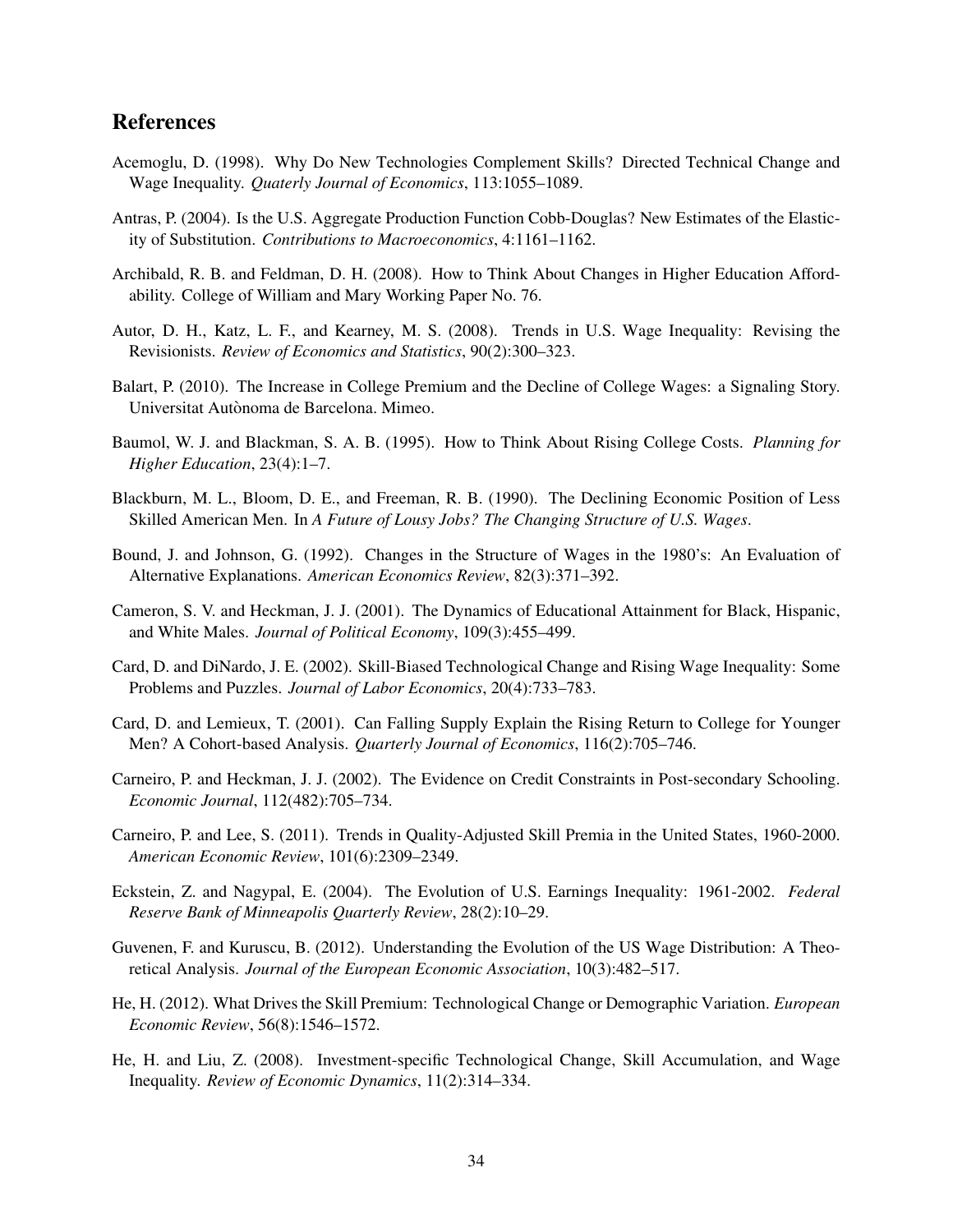## References

Acemoglu, D. (1998). Why Do New Technologies Complement Skills? Directed Technical Change and Wage Inequality. *Quaterly Journal of Economics*, 113:1055–1089.

Antras, P. (2004). Is the U.S. Aggregate Production Function Cobb-Douglas? New Estimates of the Elasticity of Substitution. *Contributions to Macroeconomics*, 4:1161–1162.

Archibald, R. B. and Feldman, D. H. (2008). How to Think About Changes in Higher Education Affordability. College of William and Mary Working Paper No. 76.

Autor, D. H., Katz, L. F., and Kearney, M. S. (2008). Trends in U.S. Wage Inequality: Revising the Revisionists. *Review of Economics and Statistics*, 90(2):300–323.

Balart, P. (2010). The Increase in College Premium and the Decline of College Wages: a Signaling Story. Universitat Autònoma de Barcelona. Mimeo.

Baumol, W. J. and Blackman, S. A. B. (1995). How to Think About Rising College Costs. *Planning for Higher Education*, 23(4):1–7.

Blackburn, M. L., Bloom, D. E., and Freeman, R. B. (1990). The Declining Economic Position of Less Skilled American Men. In *A Future of Lousy Jobs? The Changing Structure of U.S. Wages*.

Bound, J. and Johnson, G. (1992). Changes in the Structure of Wages in the 1980's: An Evaluation of Alternative Explanations. *American Economics Review*, 82(3):371–392.

Cameron, S. V. and Heckman, J. J. (2001). The Dynamics of Educational Attainment for Black, Hispanic, and White Males. *Journal of Political Economy*, 109(3):455–499.

Card, D. and DiNardo, J. E. (2002). Skill-Biased Technological Change and Rising Wage Inequality: Some Problems and Puzzles. *Journal of Labor Economics*, 20(4):733–783.

Card, D. and Lemieux, T. (2001). Can Falling Supply Explain the Rising Return to College for Younger Men? A Cohort-based Analysis. *Quarterly Journal of Economics*, 116(2):705–746.

Carneiro, P. and Heckman, J. J. (2002). The Evidence on Credit Constraints in Post-secondary Schooling. *Economic Journal*, 112(482):705–734.

Carneiro, P. and Lee, S. (2011). Trends in Quality-Adjusted Skill Premia in the United States, 1960-2000. *American Economic Review*, 101(6):2309–2349.

Eckstein, Z. and Nagypal, E. (2004). The Evolution of U.S. Earnings Inequality: 1961-2002. *Federal Reserve Bank of Minneapolis Quarterly Review*, 28(2):10–29.

Guvenen, F. and Kuruscu, B. (2012). Understanding the Evolution of the US Wage Distribution: A Theoretical Analysis. *Journal of the European Economic Association*, 10(3):482–517.

He, H. (2012). What Drives the Skill Premium: Technological Change or Demographic Variation. *European Economic Review*, 56(8):1546–1572.

He, H. and Liu, Z. (2008). Investment-specific Technological Change, Skill Accumulation, and Wage Inequality. *Review of Economic Dynamics*, 11(2):314–334.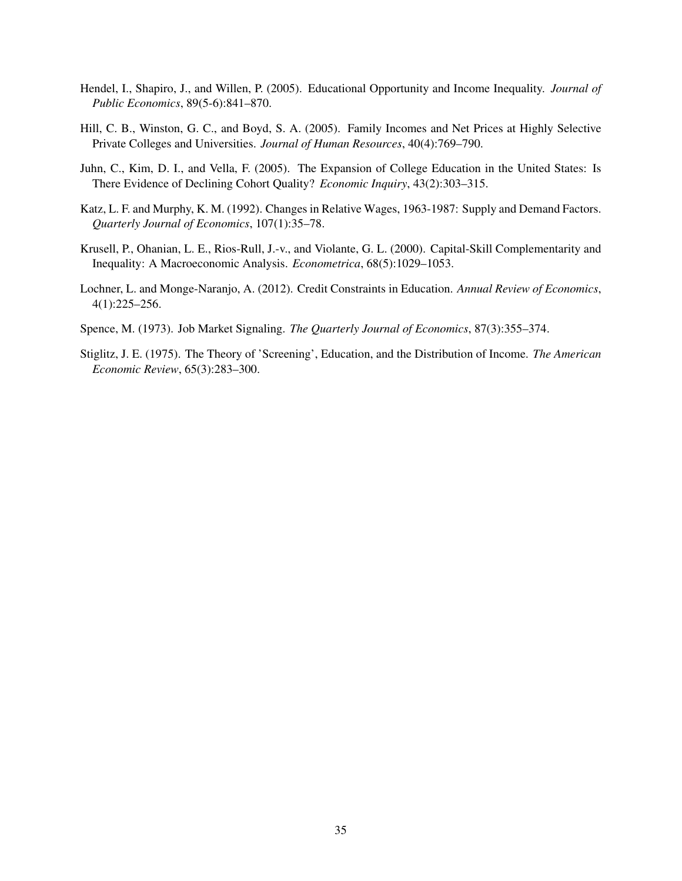Hendel, I., Shapiro, J., and Willen, P. (2005). Educational Opportunity and Income Inequality. *Journal of Public Economics*, 89(5-6):841–870.

Hill, C. B., Winston, G. C., and Boyd, S. A. (2005). Family Incomes and Net Prices at Highly Selective Private Colleges and Universities. *Journal of Human Resources*, 40(4):769–790.

Juhn, C., Kim, D. I., and Vella, F. (2005). The Expansion of College Education in the United States: Is There Evidence of Declining Cohort Quality? *Economic Inquiry*, 43(2):303–315.

Katz, L. F. and Murphy, K. M. (1992). Changes in Relative Wages, 1963-1987: Supply and Demand Factors. *Quarterly Journal of Economics*, 107(1):35–78.

Krusell, P., Ohanian, L. E., Rios-Rull, J.-v., and Violante, G. L. (2000). Capital-Skill Complementarity and Inequality: A Macroeconomic Analysis. *Econometrica*, 68(5):1029–1053.

Lochner, L. and Monge-Naranjo, A. (2012). Credit Constraints in Education. *Annual Review of Economics*, 4(1):225–256.

Spence, M. (1973). Job Market Signaling. *The Quarterly Journal of Economics*, 87(3):355–374.

Stiglitz, J. E. (1975). The Theory of 'Screening', Education, and the Distribution of Income. *The American Economic Review*, 65(3):283–300.